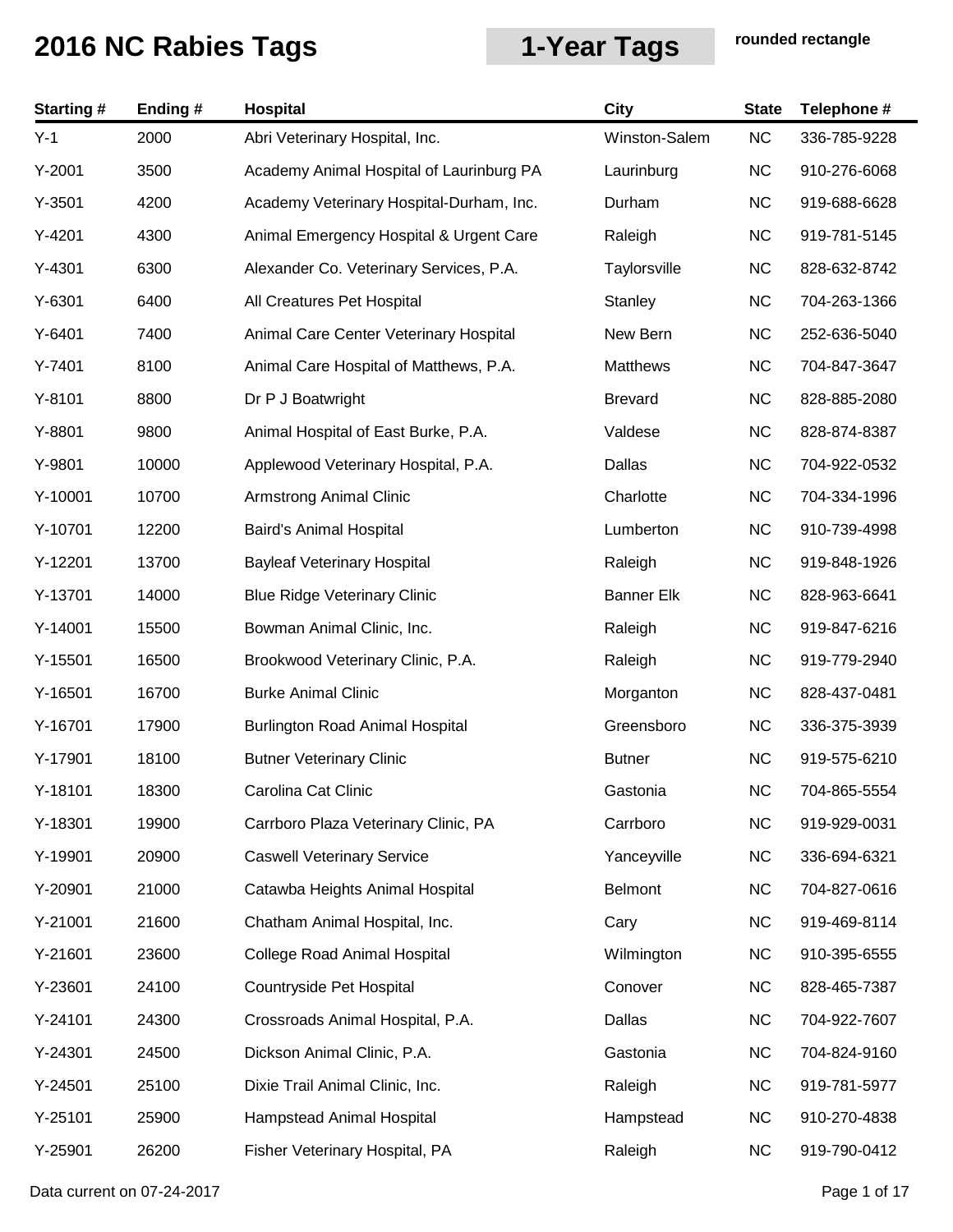# 2016 NC Rabies Tags

## 1-Year Tags

**rounded rectangle**

| Starting # | Ending # | Hospital | City | State | Telephone # |
|---|---|---|---|---|---|
| Y-1 | 2000 | Abri Veterinary Hospital, Inc. | Winston-Salem | NC | 336-785-9228 |
| Y-2001 | 3500 | Academy Animal Hospital of Laurinburg PA | Laurinburg | NC | 910-276-6068 |
| Y-3501 | 4200 | Academy Veterinary Hospital-Durham, Inc. | Durham | NC | 919-688-6628 |
| Y-4201 | 4300 | Animal Emergency Hospital & Urgent Care | Raleigh | NC | 919-781-5145 |
| Y-4301 | 6300 | Alexander Co. Veterinary Services, P.A. | Taylorsville | NC | 828-632-8742 |
| Y-6301 | 6400 | All Creatures Pet Hospital | Stanley | NC | 704-263-1366 |
| Y-6401 | 7400 | Animal Care Center Veterinary Hospital | New Bern | NC | 252-636-5040 |
| Y-7401 | 8100 | Animal Care Hospital of Matthews, P.A. | Matthews | NC | 704-847-3647 |
| Y-8101 | 8800 | Dr P J Boatwright | Brevard | NC | 828-885-2080 |
| Y-8801 | 9800 | Animal Hospital of East Burke, P.A. | Valdese | NC | 828-874-8387 |
| Y-9801 | 10000 | Applewood Veterinary Hospital, P.A. | Dallas | NC | 704-922-0532 |
| Y-10001 | 10700 | Armstrong Animal Clinic | Charlotte | NC | 704-334-1996 |
| Y-10701 | 12200 | Baird's Animal Hospital | Lumberton | NC | 910-739-4998 |
| Y-12201 | 13700 | Bayleaf Veterinary Hospital | Raleigh | NC | 919-848-1926 |
| Y-13701 | 14000 | Blue Ridge Veterinary Clinic | Banner Elk | NC | 828-963-6641 |
| Y-14001 | 15500 | Bowman Animal Clinic, Inc. | Raleigh | NC | 919-847-6216 |
| Y-15501 | 16500 | Brookwood Veterinary Clinic, P.A. | Raleigh | NC | 919-779-2940 |
| Y-16501 | 16700 | Burke Animal Clinic | Morganton | NC | 828-437-0481 |
| Y-16701 | 17900 | Burlington Road Animal Hospital | Greensboro | NC | 336-375-3939 |
| Y-17901 | 18100 | Butner Veterinary Clinic | Butner | NC | 919-575-6210 |
| Y-18101 | 18300 | Carolina Cat Clinic | Gastonia | NC | 704-865-5554 |
| Y-18301 | 19900 | Carrboro Plaza Veterinary Clinic, PA | Carrboro | NC | 919-929-0031 |
| Y-19901 | 20900 | Caswell Veterinary Service | Yanceyville | NC | 336-694-6321 |
| Y-20901 | 21000 | Catawba Heights Animal Hospital | Belmont | NC | 704-827-0616 |
| Y-21001 | 21600 | Chatham Animal Hospital, Inc. | Cary | NC | 919-469-8114 |
| Y-21601 | 23600 | College Road Animal Hospital | Wilmington | NC | 910-395-6555 |
| Y-23601 | 24100 | Countryside Pet Hospital | Conover | NC | 828-465-7387 |
| Y-24101 | 24300 | Crossroads Animal Hospital, P.A. | Dallas | NC | 704-922-7607 |
| Y-24301 | 24500 | Dickson Animal Clinic, P.A. | Gastonia | NC | 704-824-9160 |
| Y-24501 | 25100 | Dixie Trail Animal Clinic, Inc. | Raleigh | NC | 919-781-5977 |
| Y-25101 | 25900 | Hampstead Animal Hospital | Hampstead | NC | 910-270-4838 |
| Y-25901 | 26200 | Fisher Veterinary Hospital, PA | Raleigh | NC | 919-790-0412 |

Data current on 07-24-2017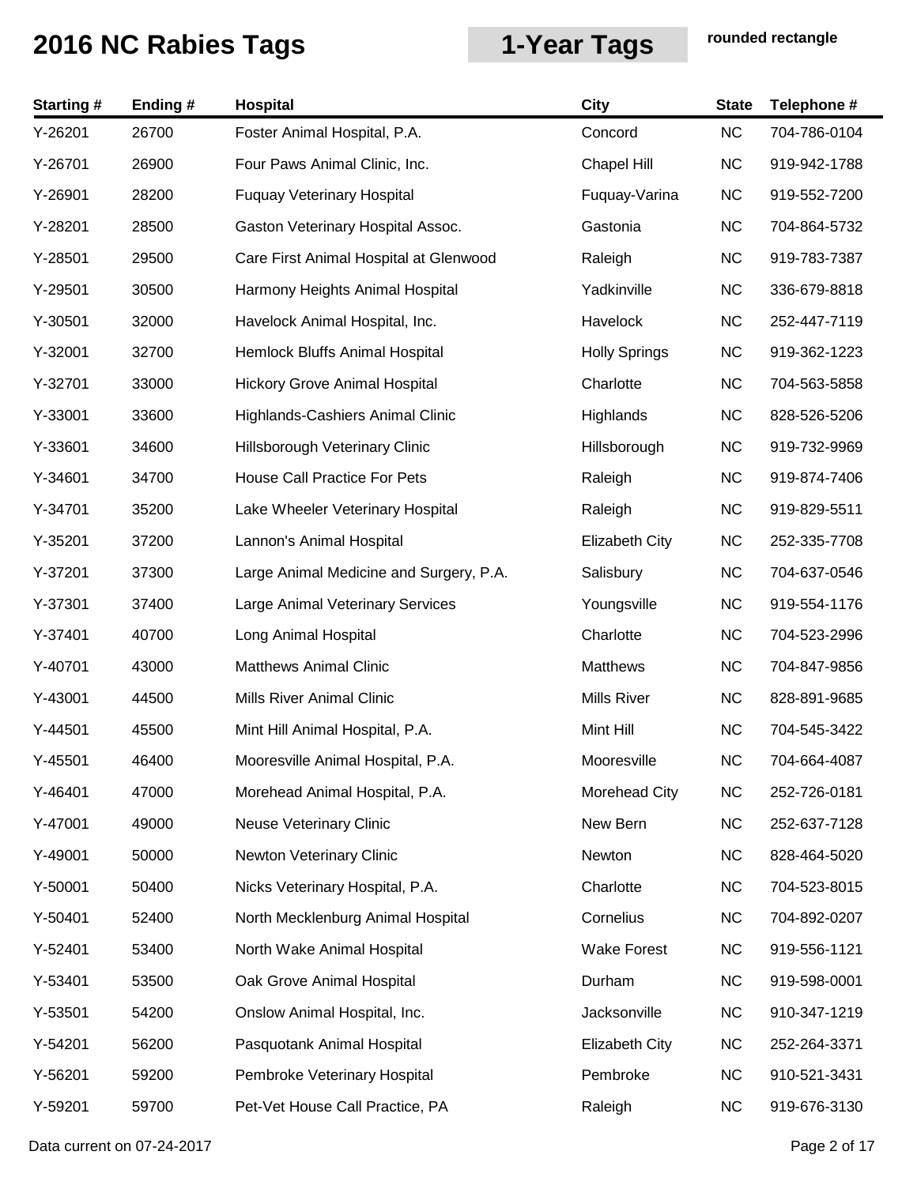# 2016 NC Rabies Tags

## 1-Year Tags

**rounded rectangle**

| Starting # | Ending # | Hospital | City | State | Telephone # |
|---|---|---|---|---|---|
| Y-26201 | 26700 | Foster Animal Hospital, P.A. | Concord | NC | 704-786-0104 |
| Y-26701 | 26900 | Four Paws Animal Clinic, Inc. | Chapel Hill | NC | 919-942-1788 |
| Y-26901 | 28200 | Fuquay Veterinary Hospital | Fuquay-Varina | NC | 919-552-7200 |
| Y-28201 | 28500 | Gaston Veterinary Hospital Assoc. | Gastonia | NC | 704-864-5732 |
| Y-28501 | 29500 | Care First Animal Hospital at Glenwood | Raleigh | NC | 919-783-7387 |
| Y-29501 | 30500 | Harmony Heights Animal Hospital | Yadkinville | NC | 336-679-8818 |
| Y-30501 | 32000 | Havelock Animal Hospital, Inc. | Havelock | NC | 252-447-7119 |
| Y-32001 | 32700 | Hemlock Bluffs Animal Hospital | Holly Springs | NC | 919-362-1223 |
| Y-32701 | 33000 | Hickory Grove Animal Hospital | Charlotte | NC | 704-563-5858 |
| Y-33001 | 33600 | Highlands-Cashiers Animal Clinic | Highlands | NC | 828-526-5206 |
| Y-33601 | 34600 | Hillsborough Veterinary Clinic | Hillsborough | NC | 919-732-9969 |
| Y-34601 | 34700 | House Call Practice For Pets | Raleigh | NC | 919-874-7406 |
| Y-34701 | 35200 | Lake Wheeler Veterinary Hospital | Raleigh | NC | 919-829-5511 |
| Y-35201 | 37200 | Lannon's Animal Hospital | Elizabeth City | NC | 252-335-7708 |
| Y-37201 | 37300 | Large Animal Medicine and Surgery, P.A. | Salisbury | NC | 704-637-0546 |
| Y-37301 | 37400 | Large Animal Veterinary Services | Youngsville | NC | 919-554-1176 |
| Y-37401 | 40700 | Long Animal Hospital | Charlotte | NC | 704-523-2996 |
| Y-40701 | 43000 | Matthews Animal Clinic | Matthews | NC | 704-847-9856 |
| Y-43001 | 44500 | Mills River Animal Clinic | Mills River | NC | 828-891-9685 |
| Y-44501 | 45500 | Mint Hill Animal Hospital, P.A. | Mint Hill | NC | 704-545-3422 |
| Y-45501 | 46400 | Mooresville Animal Hospital, P.A. | Mooresville | NC | 704-664-4087 |
| Y-46401 | 47000 | Morehead Animal Hospital, P.A. | Morehead City | NC | 252-726-0181 |
| Y-47001 | 49000 | Neuse Veterinary Clinic | New Bern | NC | 252-637-7128 |
| Y-49001 | 50000 | Newton Veterinary Clinic | Newton | NC | 828-464-5020 |
| Y-50001 | 50400 | Nicks Veterinary Hospital, P.A. | Charlotte | NC | 704-523-8015 |
| Y-50401 | 52400 | North Mecklenburg Animal Hospital | Cornelius | NC | 704-892-0207 |
| Y-52401 | 53400 | North Wake Animal Hospital | Wake Forest | NC | 919-556-1121 |
| Y-53401 | 53500 | Oak Grove Animal Hospital | Durham | NC | 919-598-0001 |
| Y-53501 | 54200 | Onslow Animal Hospital, Inc. | Jacksonville | NC | 910-347-1219 |
| Y-54201 | 56200 | Pasquotank Animal Hospital | Elizabeth City | NC | 252-264-3371 |
| Y-56201 | 59200 | Pembroke Veterinary Hospital | Pembroke | NC | 910-521-3431 |
| Y-59201 | 59700 | Pet-Vet House Call Practice, PA | Raleigh | NC | 919-676-3130 |

Data current on 07-24-2017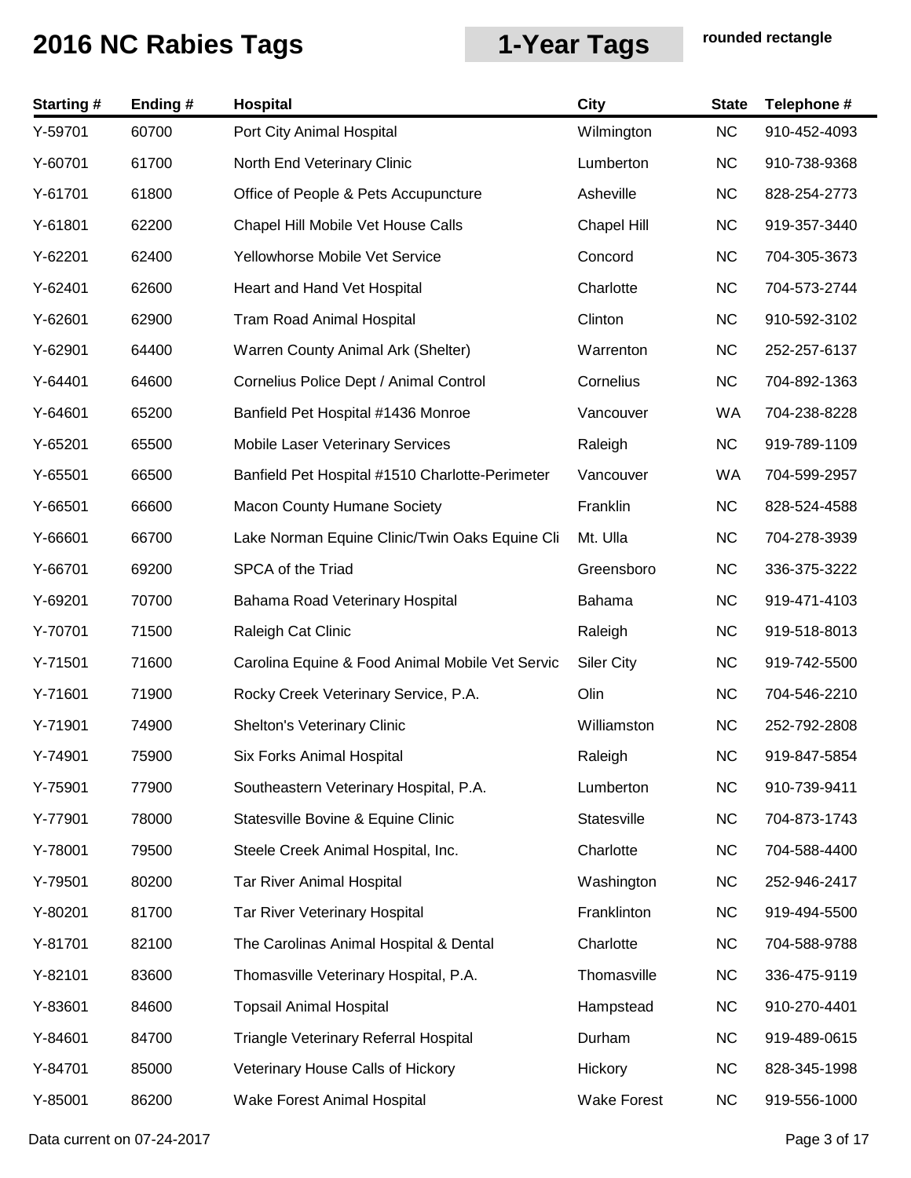# 2016 NC Rabies Tags

## 1-Year Tags

**rounded rectangle**

| Starting # | Ending # | Hospital | City | State | Telephone # |
|---|---|---|---|---|---|
| Y-59701 | 60700 | Port City Animal Hospital | Wilmington | NC | 910-452-4093 |
| Y-60701 | 61700 | North End Veterinary Clinic | Lumberton | NC | 910-738-9368 |
| Y-61701 | 61800 | Office of People & Pets Accupuncture | Asheville | NC | 828-254-2773 |
| Y-61801 | 62200 | Chapel Hill Mobile Vet House Calls | Chapel Hill | NC | 919-357-3440 |
| Y-62201 | 62400 | Yellowhorse Mobile Vet Service | Concord | NC | 704-305-3673 |
| Y-62401 | 62600 | Heart and Hand Vet Hospital | Charlotte | NC | 704-573-2744 |
| Y-62601 | 62900 | Tram Road Animal Hospital | Clinton | NC | 910-592-3102 |
| Y-62901 | 64400 | Warren County Animal Ark (Shelter) | Warrenton | NC | 252-257-6137 |
| Y-64401 | 64600 | Cornelius Police Dept / Animal Control | Cornelius | NC | 704-892-1363 |
| Y-64601 | 65200 | Banfield Pet Hospital #1436 Monroe | Vancouver | WA | 704-238-8228 |
| Y-65201 | 65500 | Mobile Laser Veterinary Services | Raleigh | NC | 919-789-1109 |
| Y-65501 | 66500 | Banfield Pet Hospital #1510 Charlotte-Perimeter | Vancouver | WA | 704-599-2957 |
| Y-66501 | 66600 | Macon County Humane Society | Franklin | NC | 828-524-4588 |
| Y-66601 | 66700 | Lake Norman Equine Clinic/Twin Oaks Equine Cli | Mt. Ulla | NC | 704-278-3939 |
| Y-66701 | 69200 | SPCA of the Triad | Greensboro | NC | 336-375-3222 |
| Y-69201 | 70700 | Bahama Road Veterinary Hospital | Bahama | NC | 919-471-4103 |
| Y-70701 | 71500 | Raleigh Cat Clinic | Raleigh | NC | 919-518-8013 |
| Y-71501 | 71600 | Carolina Equine & Food Animal Mobile Vet Servic | Siler City | NC | 919-742-5500 |
| Y-71601 | 71900 | Rocky Creek Veterinary Service, P.A. | Olin | NC | 704-546-2210 |
| Y-71901 | 74900 | Shelton's Veterinary Clinic | Williamston | NC | 252-792-2808 |
| Y-74901 | 75900 | Six Forks Animal Hospital | Raleigh | NC | 919-847-5854 |
| Y-75901 | 77900 | Southeastern Veterinary Hospital, P.A. | Lumberton | NC | 910-739-9411 |
| Y-77901 | 78000 | Statesville Bovine & Equine Clinic | Statesville | NC | 704-873-1743 |
| Y-78001 | 79500 | Steele Creek Animal Hospital, Inc. | Charlotte | NC | 704-588-4400 |
| Y-79501 | 80200 | Tar River Animal Hospital | Washington | NC | 252-946-2417 |
| Y-80201 | 81700 | Tar River Veterinary Hospital | Franklinton | NC | 919-494-5500 |
| Y-81701 | 82100 | The Carolinas Animal Hospital & Dental | Charlotte | NC | 704-588-9788 |
| Y-82101 | 83600 | Thomasville Veterinary Hospital, P.A. | Thomasville | NC | 336-475-9119 |
| Y-83601 | 84600 | Topsail Animal Hospital | Hampstead | NC | 910-270-4401 |
| Y-84601 | 84700 | Triangle Veterinary Referral Hospital | Durham | NC | 919-489-0615 |
| Y-84701 | 85000 | Veterinary House Calls of Hickory | Hickory | NC | 828-345-1998 |
| Y-85001 | 86200 | Wake Forest Animal Hospital | Wake Forest | NC | 919-556-1000 |

Data current on 07-24-2017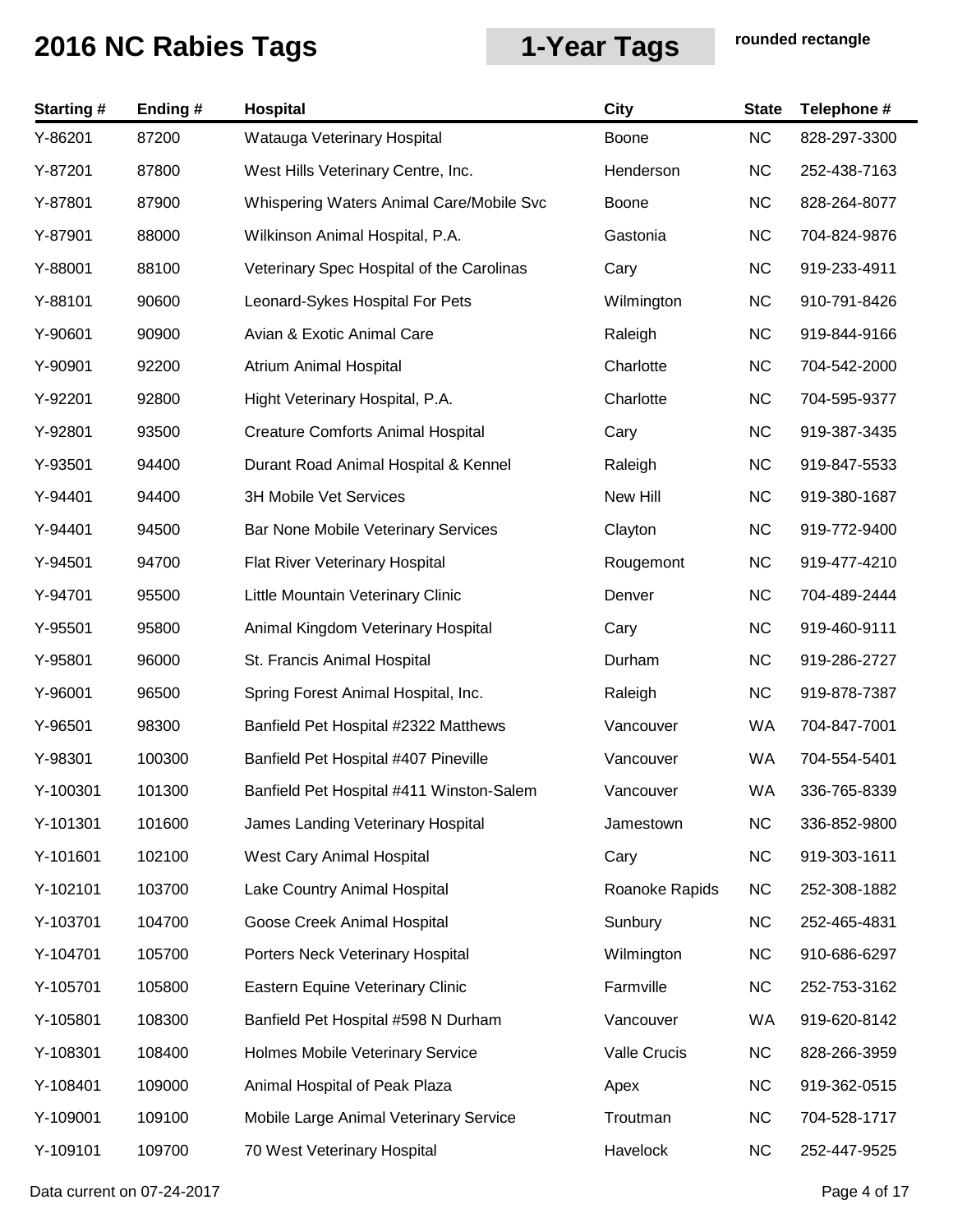# 2016 NC Rabies Tags

**1-Year Tags**

**rounded rectangle**

| Starting # | Ending # | Hospital | City | State | Telephone # |
|---|---|---|---|---|---|
| Y-86201 | 87200 | Watauga Veterinary Hospital | Boone | NC | 828-297-3300 |
| Y-87201 | 87800 | West Hills Veterinary Centre, Inc. | Henderson | NC | 252-438-7163 |
| Y-87801 | 87900 | Whispering Waters Animal Care/Mobile Svc | Boone | NC | 828-264-8077 |
| Y-87901 | 88000 | Wilkinson Animal Hospital, P.A. | Gastonia | NC | 704-824-9876 |
| Y-88001 | 88100 | Veterinary Spec Hospital of the Carolinas | Cary | NC | 919-233-4911 |
| Y-88101 | 90600 | Leonard-Sykes Hospital For Pets | Wilmington | NC | 910-791-8426 |
| Y-90601 | 90900 | Avian & Exotic Animal Care | Raleigh | NC | 919-844-9166 |
| Y-90901 | 92200 | Atrium Animal Hospital | Charlotte | NC | 704-542-2000 |
| Y-92201 | 92800 | Hight Veterinary Hospital, P.A. | Charlotte | NC | 704-595-9377 |
| Y-92801 | 93500 | Creature Comforts Animal Hospital | Cary | NC | 919-387-3435 |
| Y-93501 | 94400 | Durant Road Animal Hospital & Kennel | Raleigh | NC | 919-847-5533 |
| Y-94401 | 94400 | 3H Mobile Vet Services | New Hill | NC | 919-380-1687 |
| Y-94401 | 94500 | Bar None Mobile Veterinary Services | Clayton | NC | 919-772-9400 |
| Y-94501 | 94700 | Flat River Veterinary Hospital | Rougemont | NC | 919-477-4210 |
| Y-94701 | 95500 | Little Mountain Veterinary Clinic | Denver | NC | 704-489-2444 |
| Y-95501 | 95800 | Animal Kingdom Veterinary Hospital | Cary | NC | 919-460-9111 |
| Y-95801 | 96000 | St. Francis Animal Hospital | Durham | NC | 919-286-2727 |
| Y-96001 | 96500 | Spring Forest Animal Hospital, Inc. | Raleigh | NC | 919-878-7387 |
| Y-96501 | 98300 | Banfield Pet Hospital #2322 Matthews | Vancouver | WA | 704-847-7001 |
| Y-98301 | 100300 | Banfield Pet Hospital #407 Pineville | Vancouver | WA | 704-554-5401 |
| Y-100301 | 101300 | Banfield Pet Hospital #411 Winston-Salem | Vancouver | WA | 336-765-8339 |
| Y-101301 | 101600 | James Landing Veterinary Hospital | Jamestown | NC | 336-852-9800 |
| Y-101601 | 102100 | West Cary Animal Hospital | Cary | NC | 919-303-1611 |
| Y-102101 | 103700 | Lake Country Animal Hospital | Roanoke Rapids | NC | 252-308-1882 |
| Y-103701 | 104700 | Goose Creek Animal Hospital | Sunbury | NC | 252-465-4831 |
| Y-104701 | 105700 | Porters Neck Veterinary Hospital | Wilmington | NC | 910-686-6297 |
| Y-105701 | 105800 | Eastern Equine Veterinary Clinic | Farmville | NC | 252-753-3162 |
| Y-105801 | 108300 | Banfield Pet Hospital #598 N Durham | Vancouver | WA | 919-620-8142 |
| Y-108301 | 108400 | Holmes Mobile Veterinary Service | Valle Crucis | NC | 828-266-3959 |
| Y-108401 | 109000 | Animal Hospital of Peak Plaza | Apex | NC | 919-362-0515 |
| Y-109001 | 109100 | Mobile Large Animal Veterinary Service | Troutman | NC | 704-528-1717 |
| Y-109101 | 109700 | 70 West Veterinary Hospital | Havelock | NC | 252-447-9525 |

Data current on 07-24-2017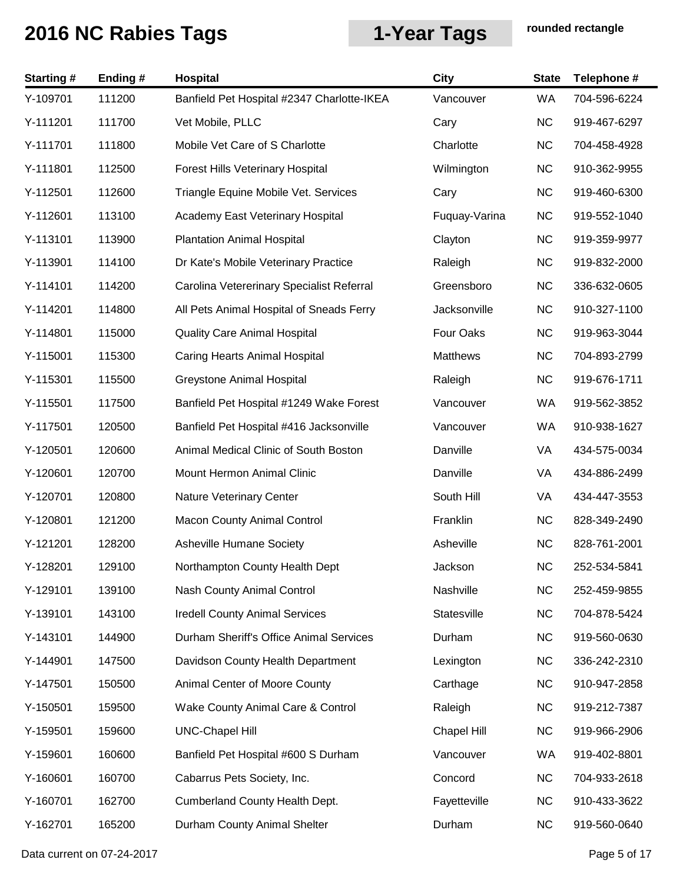# 2016 NC Rabies Tags

## 1-Year Tags

rounded rectangle

| Starting # | Ending # | Hospital | City | State | Telephone # |
|---|---|---|---|---|---|
| Y-109701 | 111200 | Banfield Pet Hospital #2347 Charlotte-IKEA | Vancouver | WA | 704-596-6224 |
| Y-111201 | 111700 | Vet Mobile, PLLC | Cary | NC | 919-467-6297 |
| Y-111701 | 111800 | Mobile Vet Care of S Charlotte | Charlotte | NC | 704-458-4928 |
| Y-111801 | 112500 | Forest Hills Veterinary Hospital | Wilmington | NC | 910-362-9955 |
| Y-112501 | 112600 | Triangle Equine Mobile Vet. Services | Cary | NC | 919-460-6300 |
| Y-112601 | 113100 | Academy East Veterinary Hospital | Fuquay-Varina | NC | 919-552-1040 |
| Y-113101 | 113900 | Plantation Animal Hospital | Clayton | NC | 919-359-9977 |
| Y-113901 | 114100 | Dr Kate's Mobile Veterinary Practice | Raleigh | NC | 919-832-2000 |
| Y-114101 | 114200 | Carolina Vetererinary Specialist Referral | Greensboro | NC | 336-632-0605 |
| Y-114201 | 114800 | All Pets Animal Hospital of Sneads Ferry | Jacksonville | NC | 910-327-1100 |
| Y-114801 | 115000 | Quality Care Animal Hospital | Four Oaks | NC | 919-963-3044 |
| Y-115001 | 115300 | Caring Hearts Animal Hospital | Matthews | NC | 704-893-2799 |
| Y-115301 | 115500 | Greystone Animal Hospital | Raleigh | NC | 919-676-1711 |
| Y-115501 | 117500 | Banfield Pet Hospital #1249 Wake Forest | Vancouver | WA | 919-562-3852 |
| Y-117501 | 120500 | Banfield Pet Hospital #416 Jacksonville | Vancouver | WA | 910-938-1627 |
| Y-120501 | 120600 | Animal Medical Clinic of South Boston | Danville | VA | 434-575-0034 |
| Y-120601 | 120700 | Mount Hermon Animal Clinic | Danville | VA | 434-886-2499 |
| Y-120701 | 120800 | Nature Veterinary Center | South Hill | VA | 434-447-3553 |
| Y-120801 | 121200 | Macon County Animal Control | Franklin | NC | 828-349-2490 |
| Y-121201 | 128200 | Asheville Humane Society | Asheville | NC | 828-761-2001 |
| Y-128201 | 129100 | Northampton County Health Dept | Jackson | NC | 252-534-5841 |
| Y-129101 | 139100 | Nash County Animal Control | Nashville | NC | 252-459-9855 |
| Y-139101 | 143100 | Iredell County Animal Services | Statesville | NC | 704-878-5424 |
| Y-143101 | 144900 | Durham Sheriff's Office Animal Services | Durham | NC | 919-560-0630 |
| Y-144901 | 147500 | Davidson County Health Department | Lexington | NC | 336-242-2310 |
| Y-147501 | 150500 | Animal Center of Moore County | Carthage | NC | 910-947-2858 |
| Y-150501 | 159500 | Wake County Animal Care & Control | Raleigh | NC | 919-212-7387 |
| Y-159501 | 159600 | UNC-Chapel Hill | Chapel Hill | NC | 919-966-2906 |
| Y-159601 | 160600 | Banfield Pet Hospital #600 S Durham | Vancouver | WA | 919-402-8801 |
| Y-160601 | 160700 | Cabarrus Pets Society, Inc. | Concord | NC | 704-933-2618 |
| Y-160701 | 162700 | Cumberland County Health Dept. | Fayetteville | NC | 910-433-3622 |
| Y-162701 | 165200 | Durham County Animal Shelter | Durham | NC | 919-560-0640 |

Data current on 07-24-2017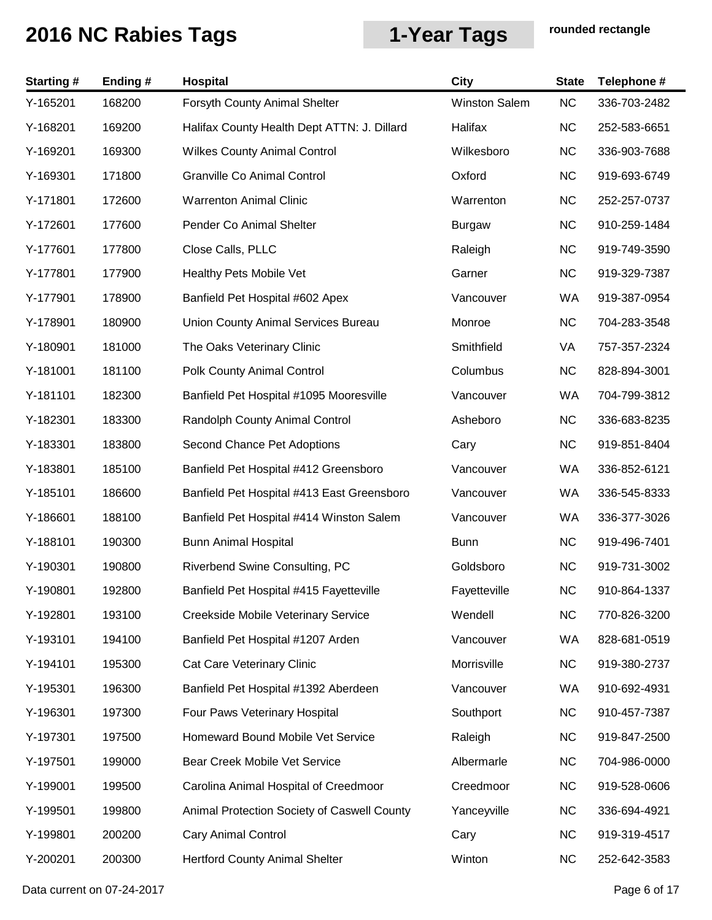# 2016 NC Rabies Tags

**1-Year Tags**

**rounded rectangle**

| Starting # | Ending # | Hospital | City | State | Telephone # |
| --- | --- | --- | --- | --- | --- |
| Y-165201 | 168200 | Forsyth County Animal Shelter | Winston Salem | NC | 336-703-2482 |
| Y-168201 | 169200 | Halifax County Health Dept ATTN: J. Dillard | Halifax | NC | 252-583-6651 |
| Y-169201 | 169300 | Wilkes County Animal Control | Wilkesboro | NC | 336-903-7688 |
| Y-169301 | 171800 | Granville Co Animal Control | Oxford | NC | 919-693-6749 |
| Y-171801 | 172600 | Warrenton Animal Clinic | Warrenton | NC | 252-257-0737 |
| Y-172601 | 177600 | Pender Co Animal Shelter | Burgaw | NC | 910-259-1484 |
| Y-177601 | 177800 | Close Calls, PLLC | Raleigh | NC | 919-749-3590 |
| Y-177801 | 177900 | Healthy Pets Mobile Vet | Garner | NC | 919-329-7387 |
| Y-177901 | 178900 | Banfield Pet Hospital #602 Apex | Vancouver | WA | 919-387-0954 |
| Y-178901 | 180900 | Union County Animal Services Bureau | Monroe | NC | 704-283-3548 |
| Y-180901 | 181000 | The Oaks Veterinary Clinic | Smithfield | VA | 757-357-2324 |
| Y-181001 | 181100 | Polk County Animal Control | Columbus | NC | 828-894-3001 |
| Y-181101 | 182300 | Banfield Pet Hospital #1095 Mooresville | Vancouver | WA | 704-799-3812 |
| Y-182301 | 183300 | Randolph County Animal Control | Asheboro | NC | 336-683-8235 |
| Y-183301 | 183800 | Second Chance Pet Adoptions | Cary | NC | 919-851-8404 |
| Y-183801 | 185100 | Banfield Pet Hospital #412 Greensboro | Vancouver | WA | 336-852-6121 |
| Y-185101 | 186600 | Banfield Pet Hospital #413 East Greensboro | Vancouver | WA | 336-545-8333 |
| Y-186601 | 188100 | Banfield Pet Hospital #414 Winston Salem | Vancouver | WA | 336-377-3026 |
| Y-188101 | 190300 | Bunn Animal Hospital | Bunn | NC | 919-496-7401 |
| Y-190301 | 190800 | Riverbend Swine Consulting, PC | Goldsboro | NC | 919-731-3002 |
| Y-190801 | 192800 | Banfield Pet Hospital #415 Fayetteville | Fayetteville | NC | 910-864-1337 |
| Y-192801 | 193100 | Creekside Mobile Veterinary Service | Wendell | NC | 770-826-3200 |
| Y-193101 | 194100 | Banfield Pet Hospital #1207 Arden | Vancouver | WA | 828-681-0519 |
| Y-194101 | 195300 | Cat Care Veterinary Clinic | Morrisville | NC | 919-380-2737 |
| Y-195301 | 196300 | Banfield Pet Hospital #1392 Aberdeen | Vancouver | WA | 910-692-4931 |
| Y-196301 | 197300 | Four Paws Veterinary Hospital | Southport | NC | 910-457-7387 |
| Y-197301 | 197500 | Homeward Bound Mobile Vet Service | Raleigh | NC | 919-847-2500 |
| Y-197501 | 199000 | Bear Creek Mobile Vet Service | Albermarle | NC | 704-986-0000 |
| Y-199001 | 199500 | Carolina Animal Hospital of Creedmoor | Creedmoor | NC | 919-528-0606 |
| Y-199501 | 199800 | Animal Protection Society of Caswell County | Yanceyville | NC | 336-694-4921 |
| Y-199801 | 200200 | Cary Animal Control | Cary | NC | 919-319-4517 |
| Y-200201 | 200300 | Hertford County Animal Shelter | Winton | NC | 252-642-3583 |

Data current on 07-24-2017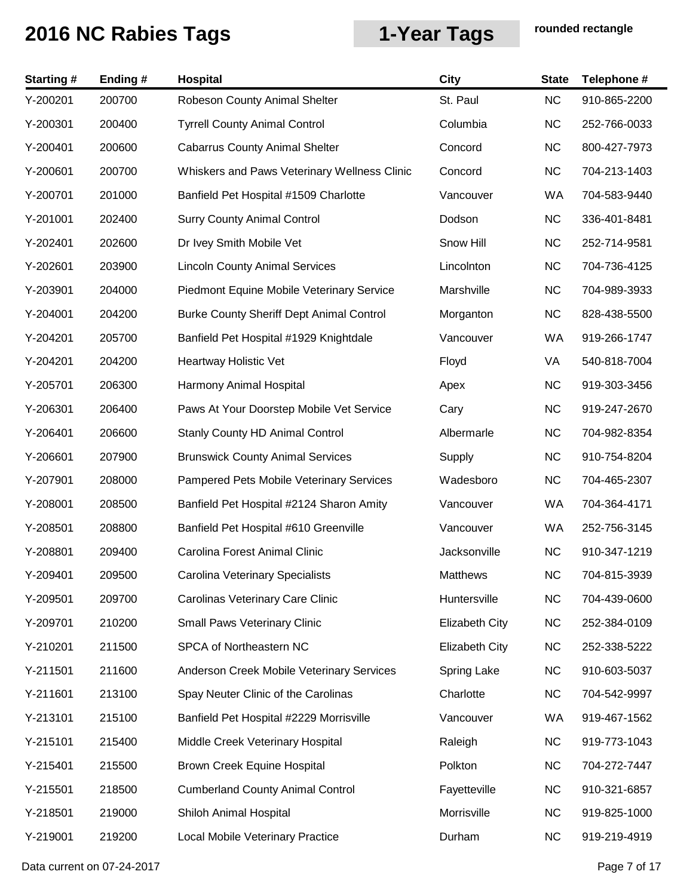# 2016 NC Rabies Tags

## 1-Year Tags

**rounded rectangle**

| Starting # | Ending # | Hospital | City | State | Telephone # |
|---|---|---|---|---|---|
| Y-200201 | 200700 | Robeson County Animal Shelter | St. Paul | NC | 910-865-2200 |
| Y-200301 | 200400 | Tyrrell County Animal Control | Columbia | NC | 252-766-0033 |
| Y-200401 | 200600 | Cabarrus County Animal Shelter | Concord | NC | 800-427-7973 |
| Y-200601 | 200700 | Whiskers and Paws Veterinary Wellness Clinic | Concord | NC | 704-213-1403 |
| Y-200701 | 201000 | Banfield Pet Hospital #1509 Charlotte | Vancouver | WA | 704-583-9440 |
| Y-201001 | 202400 | Surry County Animal Control | Dodson | NC | 336-401-8481 |
| Y-202401 | 202600 | Dr Ivey Smith Mobile Vet | Snow Hill | NC | 252-714-9581 |
| Y-202601 | 203900 | Lincoln County Animal Services | Lincolnton | NC | 704-736-4125 |
| Y-203901 | 204000 | Piedmont Equine Mobile Veterinary Service | Marshville | NC | 704-989-3933 |
| Y-204001 | 204200 | Burke County Sheriff Dept Animal Control | Morganton | NC | 828-438-5500 |
| Y-204201 | 205700 | Banfield Pet Hospital #1929 Knightdale | Vancouver | WA | 919-266-1747 |
| Y-204201 | 204200 | Heartway Holistic Vet | Floyd | VA | 540-818-7004 |
| Y-205701 | 206300 | Harmony Animal Hospital | Apex | NC | 919-303-3456 |
| Y-206301 | 206400 | Paws At Your Doorstep Mobile Vet Service | Cary | NC | 919-247-2670 |
| Y-206401 | 206600 | Stanly County HD Animal Control | Albermarle | NC | 704-982-8354 |
| Y-206601 | 207900 | Brunswick County Animal Services | Supply | NC | 910-754-8204 |
| Y-207901 | 208000 | Pampered Pets Mobile Veterinary Services | Wadesboro | NC | 704-465-2307 |
| Y-208001 | 208500 | Banfield Pet Hospital #2124 Sharon Amity | Vancouver | WA | 704-364-4171 |
| Y-208501 | 208800 | Banfield Pet Hospital #610 Greenville | Vancouver | WA | 252-756-3145 |
| Y-208801 | 209400 | Carolina Forest Animal Clinic | Jacksonville | NC | 910-347-1219 |
| Y-209401 | 209500 | Carolina Veterinary Specialists | Matthews | NC | 704-815-3939 |
| Y-209501 | 209700 | Carolinas Veterinary Care Clinic | Huntersville | NC | 704-439-0600 |
| Y-209701 | 210200 | Small Paws Veterinary Clinic | Elizabeth City | NC | 252-384-0109 |
| Y-210201 | 211500 | SPCA of Northeastern NC | Elizabeth City | NC | 252-338-5222 |
| Y-211501 | 211600 | Anderson Creek Mobile Veterinary Services | Spring Lake | NC | 910-603-5037 |
| Y-211601 | 213100 | Spay Neuter Clinic of the Carolinas | Charlotte | NC | 704-542-9997 |
| Y-213101 | 215100 | Banfield Pet Hospital #2229 Morrisville | Vancouver | WA | 919-467-1562 |
| Y-215101 | 215400 | Middle Creek Veterinary Hospital | Raleigh | NC | 919-773-1043 |
| Y-215401 | 215500 | Brown Creek Equine Hospital | Polkton | NC | 704-272-7447 |
| Y-215501 | 218500 | Cumberland County Animal Control | Fayetteville | NC | 910-321-6857 |
| Y-218501 | 219000 | Shiloh Animal Hospital | Morrisville | NC | 919-825-1000 |
| Y-219001 | 219200 | Local Mobile Veterinary Practice | Durham | NC | 919-219-4919 |

Data current on 07-24-2017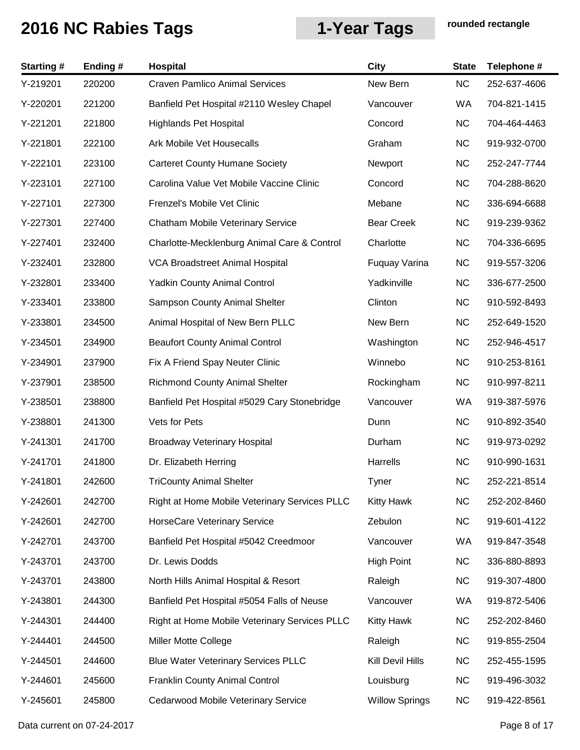# 2016 NC Rabies Tags

## 1-Year Tags

**rounded rectangle**

| Starting # | Ending # | Hospital | City | State | Telephone # |
|---|---|---|---|---|---|
| Y-219201 | 220200 | Craven Pamlico Animal Services | New Bern | NC | 252-637-4606 |
| Y-220201 | 221200 | Banfield Pet Hospital #2110 Wesley Chapel | Vancouver | WA | 704-821-1415 |
| Y-221201 | 221800 | Highlands Pet Hospital | Concord | NC | 704-464-4463 |
| Y-221801 | 222100 | Ark Mobile Vet Housecalls | Graham | NC | 919-932-0700 |
| Y-222101 | 223100 | Carteret County Humane Society | Newport | NC | 252-247-7744 |
| Y-223101 | 227100 | Carolina Value Vet Mobile Vaccine Clinic | Concord | NC | 704-288-8620 |
| Y-227101 | 227300 | Frenzel's Mobile Vet Clinic | Mebane | NC | 336-694-6688 |
| Y-227301 | 227400 | Chatham Mobile Veterinary Service | Bear Creek | NC | 919-239-9362 |
| Y-227401 | 232400 | Charlotte-Mecklenburg Animal Care & Control | Charlotte | NC | 704-336-6695 |
| Y-232401 | 232800 | VCA Broadstreet Animal Hospital | Fuquay Varina | NC | 919-557-3206 |
| Y-232801 | 233400 | Yadkin County Animal Control | Yadkinville | NC | 336-677-2500 |
| Y-233401 | 233800 | Sampson County Animal Shelter | Clinton | NC | 910-592-8493 |
| Y-233801 | 234500 | Animal Hospital of New Bern PLLC | New Bern | NC | 252-649-1520 |
| Y-234501 | 234900 | Beaufort County Animal Control | Washington | NC | 252-946-4517 |
| Y-234901 | 237900 | Fix A Friend Spay Neuter Clinic | Winnebo | NC | 910-253-8161 |
| Y-237901 | 238500 | Richmond County Animal Shelter | Rockingham | NC | 910-997-8211 |
| Y-238501 | 238800 | Banfield Pet Hospital #5029 Cary Stonebridge | Vancouver | WA | 919-387-5976 |
| Y-238801 | 241300 | Vets for Pets | Dunn | NC | 910-892-3540 |
| Y-241301 | 241700 | Broadway Veterinary Hospital | Durham | NC | 919-973-0292 |
| Y-241701 | 241800 | Dr. Elizabeth Herring | Harrells | NC | 910-990-1631 |
| Y-241801 | 242600 | TriCounty Animal Shelter | Tyner | NC | 252-221-8514 |
| Y-242601 | 242700 | Right at Home Mobile Veterinary Services PLLC | Kitty Hawk | NC | 252-202-8460 |
| Y-242601 | 242700 | HorseCare Veterinary Service | Zebulon | NC | 919-601-4122 |
| Y-242701 | 243700 | Banfield Pet Hospital #5042 Creedmoor | Vancouver | WA | 919-847-3548 |
| Y-243701 | 243700 | Dr. Lewis Dodds | High Point | NC | 336-880-8893 |
| Y-243701 | 243800 | North Hills Animal Hospital & Resort | Raleigh | NC | 919-307-4800 |
| Y-243801 | 244300 | Banfield Pet Hospital #5054 Falls of Neuse | Vancouver | WA | 919-872-5406 |
| Y-244301 | 244400 | Right at Home Mobile Veterinary Services PLLC | Kitty Hawk | NC | 252-202-8460 |
| Y-244401 | 244500 | Miller Motte College | Raleigh | NC | 919-855-2504 |
| Y-244501 | 244600 | Blue Water Veterinary Services PLLC | Kill Devil Hills | NC | 252-455-1595 |
| Y-244601 | 245600 | Franklin County Animal Control | Louisburg | NC | 919-496-3032 |
| Y-245601 | 245800 | Cedarwood Mobile Veterinary Service | Willow Springs | NC | 919-422-8561 |

Data current on 07-24-2017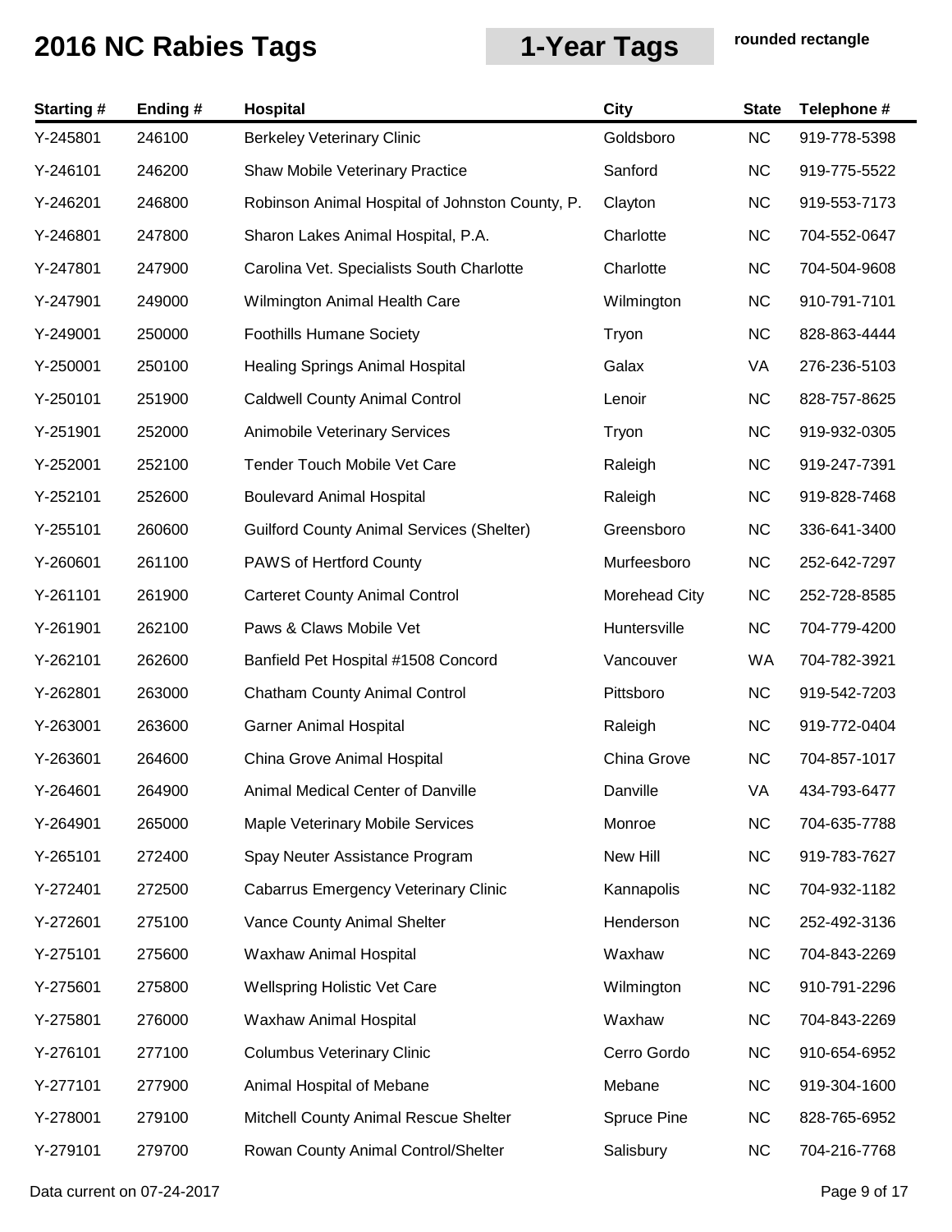# 2016 NC Rabies Tags

## 1-Year Tags

**rounded rectangle**

| Starting # | Ending # | Hospital | City | State | Telephone # |
|---|---|---|---|---|---|
| Y-245801 | 246100 | Berkeley Veterinary Clinic | Goldsboro | NC | 919-778-5398 |
| Y-246101 | 246200 | Shaw Mobile Veterinary Practice | Sanford | NC | 919-775-5522 |
| Y-246201 | 246800 | Robinson Animal Hospital of Johnston County, P. | Clayton | NC | 919-553-7173 |
| Y-246801 | 247800 | Sharon Lakes Animal Hospital, P.A. | Charlotte | NC | 704-552-0647 |
| Y-247801 | 247900 | Carolina Vet. Specialists South Charlotte | Charlotte | NC | 704-504-9608 |
| Y-247901 | 249000 | Wilmington Animal Health Care | Wilmington | NC | 910-791-7101 |
| Y-249001 | 250000 | Foothills Humane Society | Tryon | NC | 828-863-4444 |
| Y-250001 | 250100 | Healing Springs Animal Hospital | Galax | VA | 276-236-5103 |
| Y-250101 | 251900 | Caldwell County Animal Control | Lenoir | NC | 828-757-8625 |
| Y-251901 | 252000 | Animobile Veterinary Services | Tryon | NC | 919-932-0305 |
| Y-252001 | 252100 | Tender Touch Mobile Vet Care | Raleigh | NC | 919-247-7391 |
| Y-252101 | 252600 | Boulevard Animal Hospital | Raleigh | NC | 919-828-7468 |
| Y-255101 | 260600 | Guilford County Animal Services (Shelter) | Greensboro | NC | 336-641-3400 |
| Y-260601 | 261100 | PAWS of Hertford County | Murfeesboro | NC | 252-642-7297 |
| Y-261101 | 261900 | Carteret County Animal Control | Morehead City | NC | 252-728-8585 |
| Y-261901 | 262100 | Paws & Claws Mobile Vet | Huntersville | NC | 704-779-4200 |
| Y-262101 | 262600 | Banfield Pet Hospital #1508 Concord | Vancouver | WA | 704-782-3921 |
| Y-262801 | 263000 | Chatham County Animal Control | Pittsboro | NC | 919-542-7203 |
| Y-263001 | 263600 | Garner Animal Hospital | Raleigh | NC | 919-772-0404 |
| Y-263601 | 264600 | China Grove Animal Hospital | China Grove | NC | 704-857-1017 |
| Y-264601 | 264900 | Animal Medical Center of Danville | Danville | VA | 434-793-6477 |
| Y-264901 | 265000 | Maple Veterinary Mobile Services | Monroe | NC | 704-635-7788 |
| Y-265101 | 272400 | Spay Neuter Assistance Program | New Hill | NC | 919-783-7627 |
| Y-272401 | 272500 | Cabarrus Emergency Veterinary Clinic | Kannapolis | NC | 704-932-1182 |
| Y-272601 | 275100 | Vance County Animal Shelter | Henderson | NC | 252-492-3136 |
| Y-275101 | 275600 | Waxhaw Animal Hospital | Waxhaw | NC | 704-843-2269 |
| Y-275601 | 275800 | Wellspring Holistic Vet Care | Wilmington | NC | 910-791-2296 |
| Y-275801 | 276000 | Waxhaw Animal Hospital | Waxhaw | NC | 704-843-2269 |
| Y-276101 | 277100 | Columbus Veterinary Clinic | Cerro Gordo | NC | 910-654-6952 |
| Y-277101 | 277900 | Animal Hospital of Mebane | Mebane | NC | 919-304-1600 |
| Y-278001 | 279100 | Mitchell County Animal Rescue Shelter | Spruce Pine | NC | 828-765-6952 |
| Y-279101 | 279700 | Rowan County Animal Control/Shelter | Salisbury | NC | 704-216-7768 |

Data current on 07-24-2017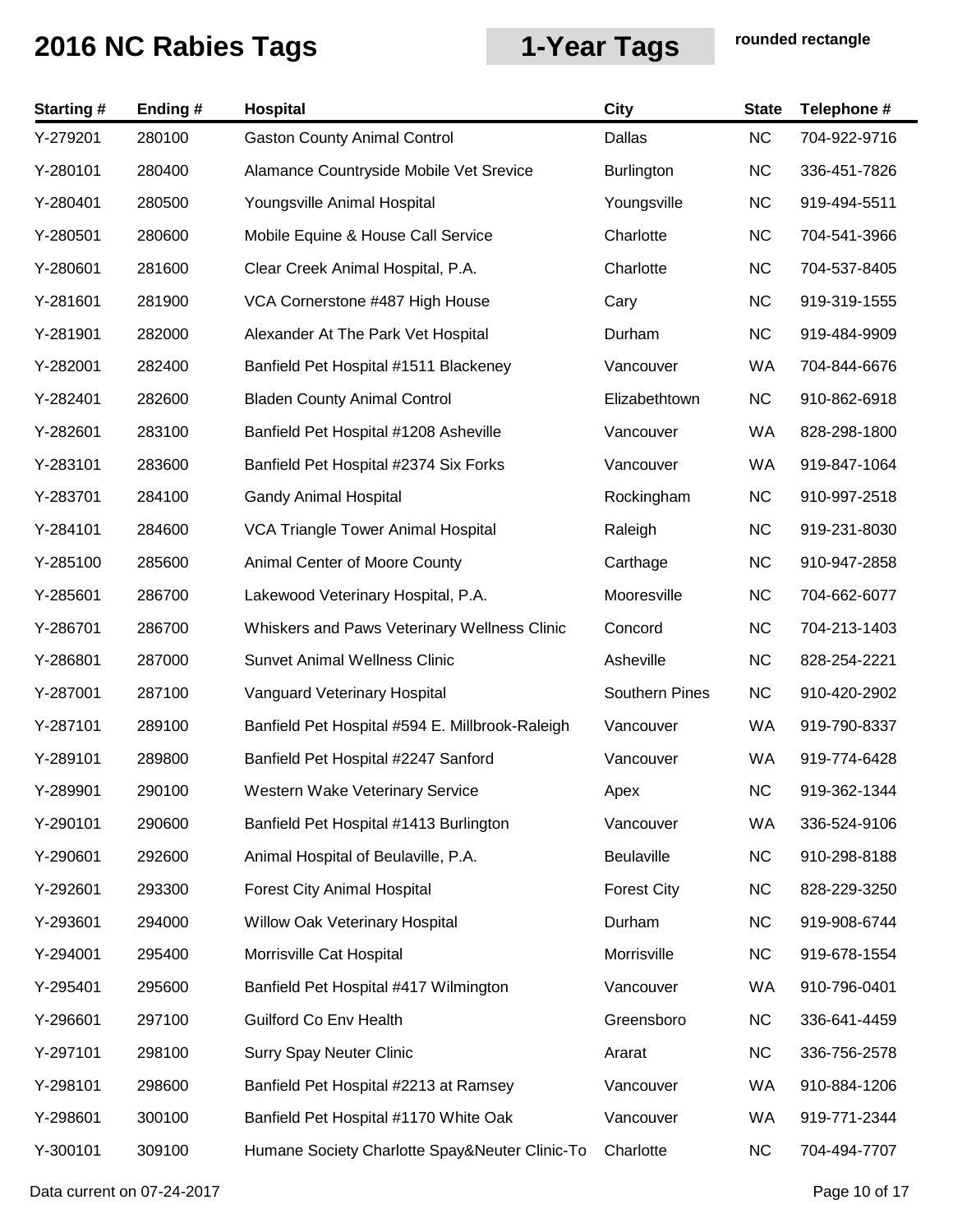# 2016 NC Rabies Tags

**1-Year Tags**

**rounded rectangle**

| Starting # | Ending # | Hospital | City | State | Telephone # |
|---|---|---|---|---|---|
| Y-279201 | 280100 | Gaston County Animal Control | Dallas | NC | 704-922-9716 |
| Y-280101 | 280400 | Alamance Countryside Mobile Vet Srevice | Burlington | NC | 336-451-7826 |
| Y-280401 | 280500 | Youngsville Animal Hospital | Youngsville | NC | 919-494-5511 |
| Y-280501 | 280600 | Mobile Equine & House Call Service | Charlotte | NC | 704-541-3966 |
| Y-280601 | 281600 | Clear Creek Animal Hospital, P.A. | Charlotte | NC | 704-537-8405 |
| Y-281601 | 281900 | VCA Cornerstone #487 High House | Cary | NC | 919-319-1555 |
| Y-281901 | 282000 | Alexander At The Park Vet Hospital | Durham | NC | 919-484-9909 |
| Y-282001 | 282400 | Banfield Pet Hospital #1511 Blackeney | Vancouver | WA | 704-844-6676 |
| Y-282401 | 282600 | Bladen County Animal Control | Elizabethtown | NC | 910-862-6918 |
| Y-282601 | 283100 | Banfield Pet Hospital #1208 Asheville | Vancouver | WA | 828-298-1800 |
| Y-283101 | 283600 | Banfield Pet Hospital #2374 Six Forks | Vancouver | WA | 919-847-1064 |
| Y-283701 | 284100 | Gandy Animal Hospital | Rockingham | NC | 910-997-2518 |
| Y-284101 | 284600 | VCA Triangle Tower Animal Hospital | Raleigh | NC | 919-231-8030 |
| Y-285100 | 285600 | Animal Center of Moore County | Carthage | NC | 910-947-2858 |
| Y-285601 | 286700 | Lakewood Veterinary Hospital, P.A. | Mooresville | NC | 704-662-6077 |
| Y-286701 | 286700 | Whiskers and Paws Veterinary Wellness Clinic | Concord | NC | 704-213-1403 |
| Y-286801 | 287000 | Sunvet Animal Wellness Clinic | Asheville | NC | 828-254-2221 |
| Y-287001 | 287100 | Vanguard Veterinary Hospital | Southern Pines | NC | 910-420-2902 |
| Y-287101 | 289100 | Banfield Pet Hospital #594 E. Millbrook-Raleigh | Vancouver | WA | 919-790-8337 |
| Y-289101 | 289800 | Banfield Pet Hospital #2247 Sanford | Vancouver | WA | 919-774-6428 |
| Y-289901 | 290100 | Western Wake Veterinary Service | Apex | NC | 919-362-1344 |
| Y-290101 | 290600 | Banfield Pet Hospital #1413 Burlington | Vancouver | WA | 336-524-9106 |
| Y-290601 | 292600 | Animal Hospital of Beulaville, P.A. | Beulaville | NC | 910-298-8188 |
| Y-292601 | 293300 | Forest City Animal Hospital | Forest City | NC | 828-229-3250 |
| Y-293601 | 294000 | Willow Oak Veterinary Hospital | Durham | NC | 919-908-6744 |
| Y-294001 | 295400 | Morrisville Cat Hospital | Morrisville | NC | 919-678-1554 |
| Y-295401 | 295600 | Banfield Pet Hospital #417 Wilmington | Vancouver | WA | 910-796-0401 |
| Y-296601 | 297100 | Guilford Co Env Health | Greensboro | NC | 336-641-4459 |
| Y-297101 | 298100 | Surry Spay Neuter Clinic | Ararat | NC | 336-756-2578 |
| Y-298101 | 298600 | Banfield Pet Hospital #2213 at Ramsey | Vancouver | WA | 910-884-1206 |
| Y-298601 | 300100 | Banfield Pet Hospital #1170 White Oak | Vancouver | WA | 919-771-2344 |
| Y-300101 | 309100 | Humane Society Charlotte Spay&Neuter Clinic-To | Charlotte | NC | 704-494-7707 |

Data current on 07-24-2017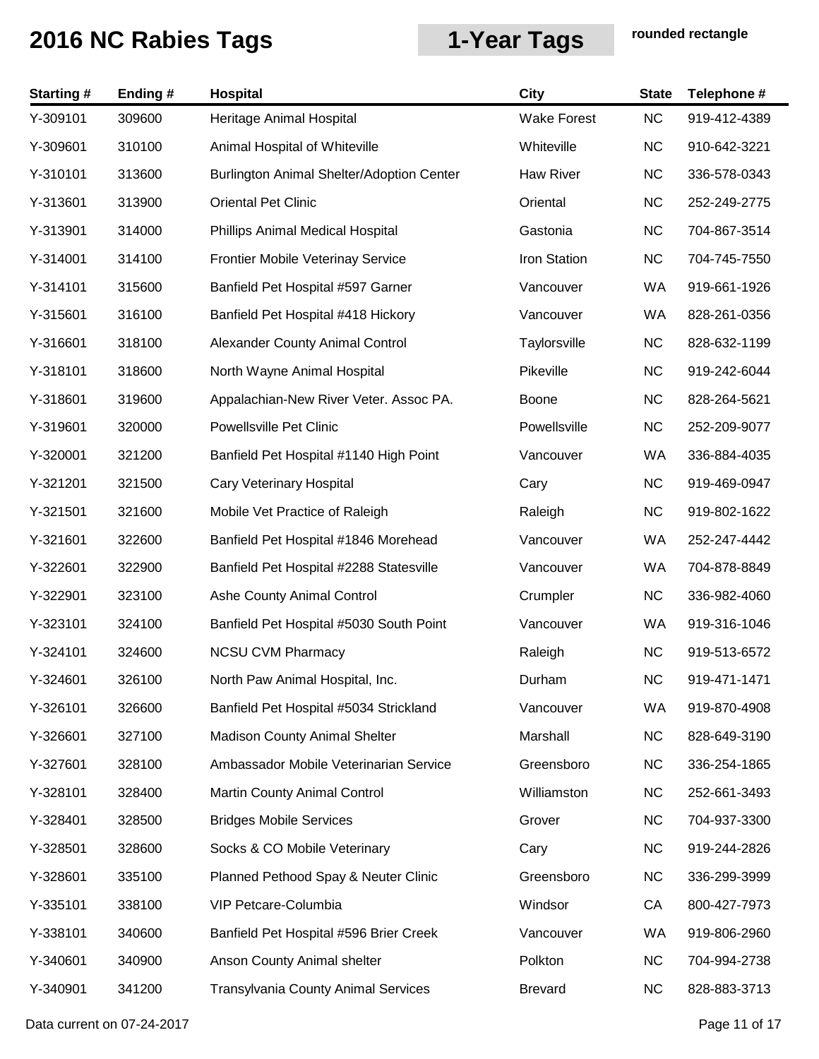# 2016 NC Rabies Tags

## 1-Year Tags

rounded rectangle

| Starting # | Ending # | Hospital | City | State | Telephone # |
|---|---|---|---|---|---|
| Y-309101 | 309600 | Heritage Animal Hospital | Wake Forest | NC | 919-412-4389 |
| Y-309601 | 310100 | Animal Hospital of Whiteville | Whiteville | NC | 910-642-3221 |
| Y-310101 | 313600 | Burlington Animal Shelter/Adoption Center | Haw River | NC | 336-578-0343 |
| Y-313601 | 313900 | Oriental Pet Clinic | Oriental | NC | 252-249-2775 |
| Y-313901 | 314000 | Phillips Animal Medical Hospital | Gastonia | NC | 704-867-3514 |
| Y-314001 | 314100 | Frontier Mobile Veterinay Service | Iron Station | NC | 704-745-7550 |
| Y-314101 | 315600 | Banfield Pet Hospital #597 Garner | Vancouver | WA | 919-661-1926 |
| Y-315601 | 316100 | Banfield Pet Hospital #418 Hickory | Vancouver | WA | 828-261-0356 |
| Y-316601 | 318100 | Alexander County Animal Control | Taylorsville | NC | 828-632-1199 |
| Y-318101 | 318600 | North Wayne Animal Hospital | Pikeville | NC | 919-242-6044 |
| Y-318601 | 319600 | Appalachian-New River Veter. Assoc PA. | Boone | NC | 828-264-5621 |
| Y-319601 | 320000 | Powellsville Pet Clinic | Powellsville | NC | 252-209-9077 |
| Y-320001 | 321200 | Banfield Pet Hospital #1140 High Point | Vancouver | WA | 336-884-4035 |
| Y-321201 | 321500 | Cary Veterinary Hospital | Cary | NC | 919-469-0947 |
| Y-321501 | 321600 | Mobile Vet Practice of Raleigh | Raleigh | NC | 919-802-1622 |
| Y-321601 | 322600 | Banfield Pet Hospital #1846 Morehead | Vancouver | WA | 252-247-4442 |
| Y-322601 | 322900 | Banfield Pet Hospital #2288 Statesville | Vancouver | WA | 704-878-8849 |
| Y-322901 | 323100 | Ashe County Animal Control | Crumpler | NC | 336-982-4060 |
| Y-323101 | 324100 | Banfield Pet Hospital #5030 South Point | Vancouver | WA | 919-316-1046 |
| Y-324101 | 324600 | NCSU CVM Pharmacy | Raleigh | NC | 919-513-6572 |
| Y-324601 | 326100 | North Paw Animal Hospital, Inc. | Durham | NC | 919-471-1471 |
| Y-326101 | 326600 | Banfield Pet Hospital #5034 Strickland | Vancouver | WA | 919-870-4908 |
| Y-326601 | 327100 | Madison County Animal Shelter | Marshall | NC | 828-649-3190 |
| Y-327601 | 328100 | Ambassador Mobile Veterinarian Service | Greensboro | NC | 336-254-1865 |
| Y-328101 | 328400 | Martin County Animal Control | Williamston | NC | 252-661-3493 |
| Y-328401 | 328500 | Bridges Mobile Services | Grover | NC | 704-937-3300 |
| Y-328501 | 328600 | Socks & CO Mobile Veterinary | Cary | NC | 919-244-2826 |
| Y-328601 | 335100 | Planned Pethood Spay & Neuter Clinic | Greensboro | NC | 336-299-3999 |
| Y-335101 | 338100 | VIP Petcare-Columbia | Windsor | CA | 800-427-7973 |
| Y-338101 | 340600 | Banfield Pet Hospital #596 Brier Creek | Vancouver | WA | 919-806-2960 |
| Y-340601 | 340900 | Anson County Animal shelter | Polkton | NC | 704-994-2738 |
| Y-340901 | 341200 | Transylvania County Animal Services | Brevard | NC | 828-883-3713 |

Data current on 07-24-2017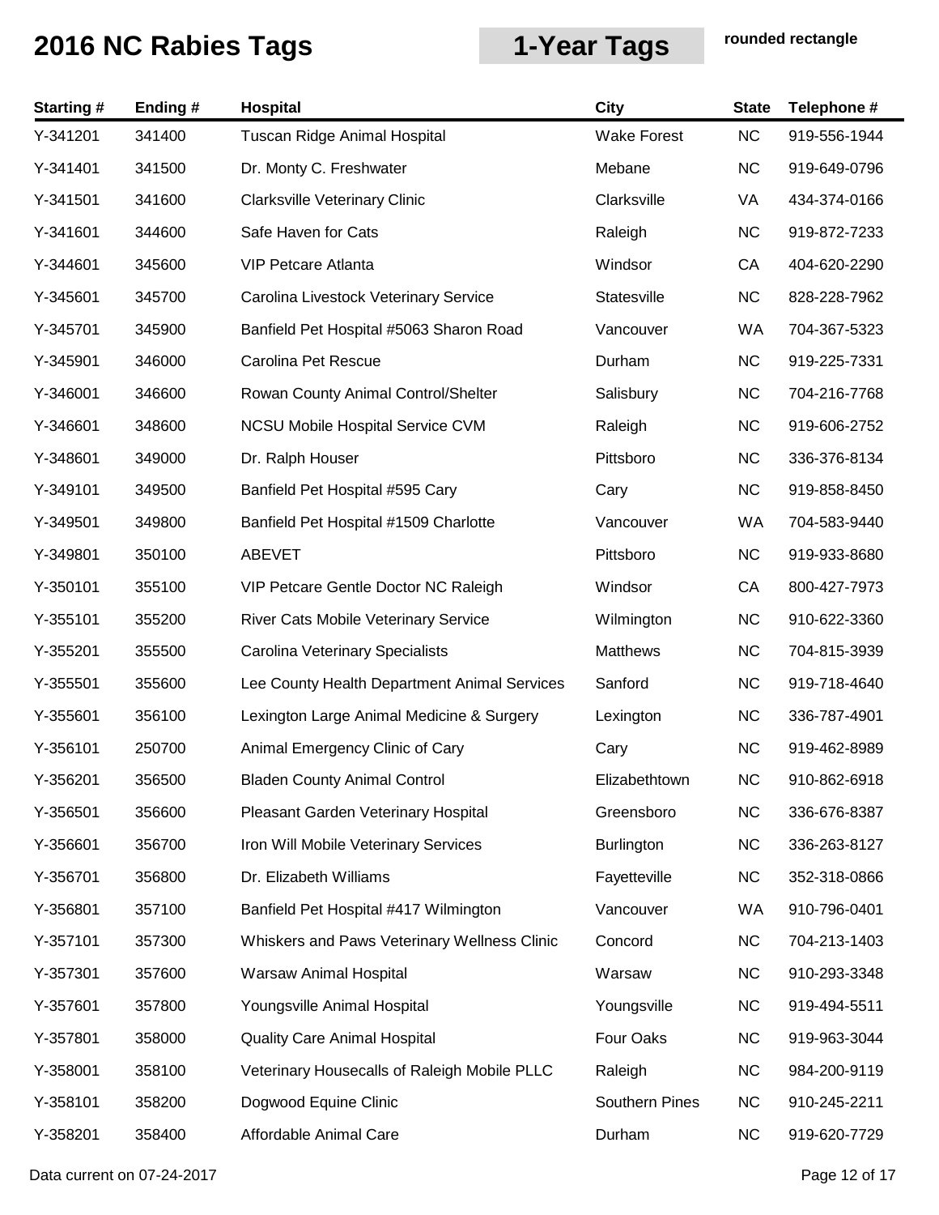# 2016 NC Rabies Tags

## 1-Year Tags

**rounded rectangle**

| Starting # | Ending # | Hospital | City | State | Telephone # |
|---|---|---|---|---|---|
| Y-341201 | 341400 | Tuscan Ridge Animal Hospital | Wake Forest | NC | 919-556-1944 |
| Y-341401 | 341500 | Dr. Monty C. Freshwater | Mebane | NC | 919-649-0796 |
| Y-341501 | 341600 | Clarksville Veterinary Clinic | Clarksville | VA | 434-374-0166 |
| Y-341601 | 344600 | Safe Haven for Cats | Raleigh | NC | 919-872-7233 |
| Y-344601 | 345600 | VIP Petcare Atlanta | Windsor | CA | 404-620-2290 |
| Y-345601 | 345700 | Carolina Livestock Veterinary Service | Statesville | NC | 828-228-7962 |
| Y-345701 | 345900 | Banfield Pet Hospital #5063 Sharon Road | Vancouver | WA | 704-367-5323 |
| Y-345901 | 346000 | Carolina Pet Rescue | Durham | NC | 919-225-7331 |
| Y-346001 | 346600 | Rowan County Animal Control/Shelter | Salisbury | NC | 704-216-7768 |
| Y-346601 | 348600 | NCSU Mobile Hospital Service CVM | Raleigh | NC | 919-606-2752 |
| Y-348601 | 349000 | Dr. Ralph Houser | Pittsboro | NC | 336-376-8134 |
| Y-349101 | 349500 | Banfield Pet Hospital #595 Cary | Cary | NC | 919-858-8450 |
| Y-349501 | 349800 | Banfield Pet Hospital #1509 Charlotte | Vancouver | WA | 704-583-9440 |
| Y-349801 | 350100 | ABEVET | Pittsboro | NC | 919-933-8680 |
| Y-350101 | 355100 | VIP Petcare Gentle Doctor NC Raleigh | Windsor | CA | 800-427-7973 |
| Y-355101 | 355200 | River Cats Mobile Veterinary Service | Wilmington | NC | 910-622-3360 |
| Y-355201 | 355500 | Carolina Veterinary Specialists | Matthews | NC | 704-815-3939 |
| Y-355501 | 355600 | Lee County Health Department Animal Services | Sanford | NC | 919-718-4640 |
| Y-355601 | 356100 | Lexington Large Animal Medicine & Surgery | Lexington | NC | 336-787-4901 |
| Y-356101 | 250700 | Animal Emergency Clinic of Cary | Cary | NC | 919-462-8989 |
| Y-356201 | 356500 | Bladen County Animal Control | Elizabethtown | NC | 910-862-6918 |
| Y-356501 | 356600 | Pleasant Garden Veterinary Hospital | Greensboro | NC | 336-676-8387 |
| Y-356601 | 356700 | Iron Will Mobile Veterinary Services | Burlington | NC | 336-263-8127 |
| Y-356701 | 356800 | Dr. Elizabeth Williams | Fayetteville | NC | 352-318-0866 |
| Y-356801 | 357100 | Banfield Pet Hospital #417 Wilmington | Vancouver | WA | 910-796-0401 |
| Y-357101 | 357300 | Whiskers and Paws Veterinary Wellness Clinic | Concord | NC | 704-213-1403 |
| Y-357301 | 357600 | Warsaw Animal Hospital | Warsaw | NC | 910-293-3348 |
| Y-357601 | 357800 | Youngsville Animal Hospital | Youngsville | NC | 919-494-5511 |
| Y-357801 | 358000 | Quality Care Animal Hospital | Four Oaks | NC | 919-963-3044 |
| Y-358001 | 358100 | Veterinary Housecalls of Raleigh Mobile PLLC | Raleigh | NC | 984-200-9119 |
| Y-358101 | 358200 | Dogwood Equine Clinic | Southern Pines | NC | 910-245-2211 |
| Y-358201 | 358400 | Affordable Animal Care | Durham | NC | 919-620-7729 |

Data current on 07-24-2017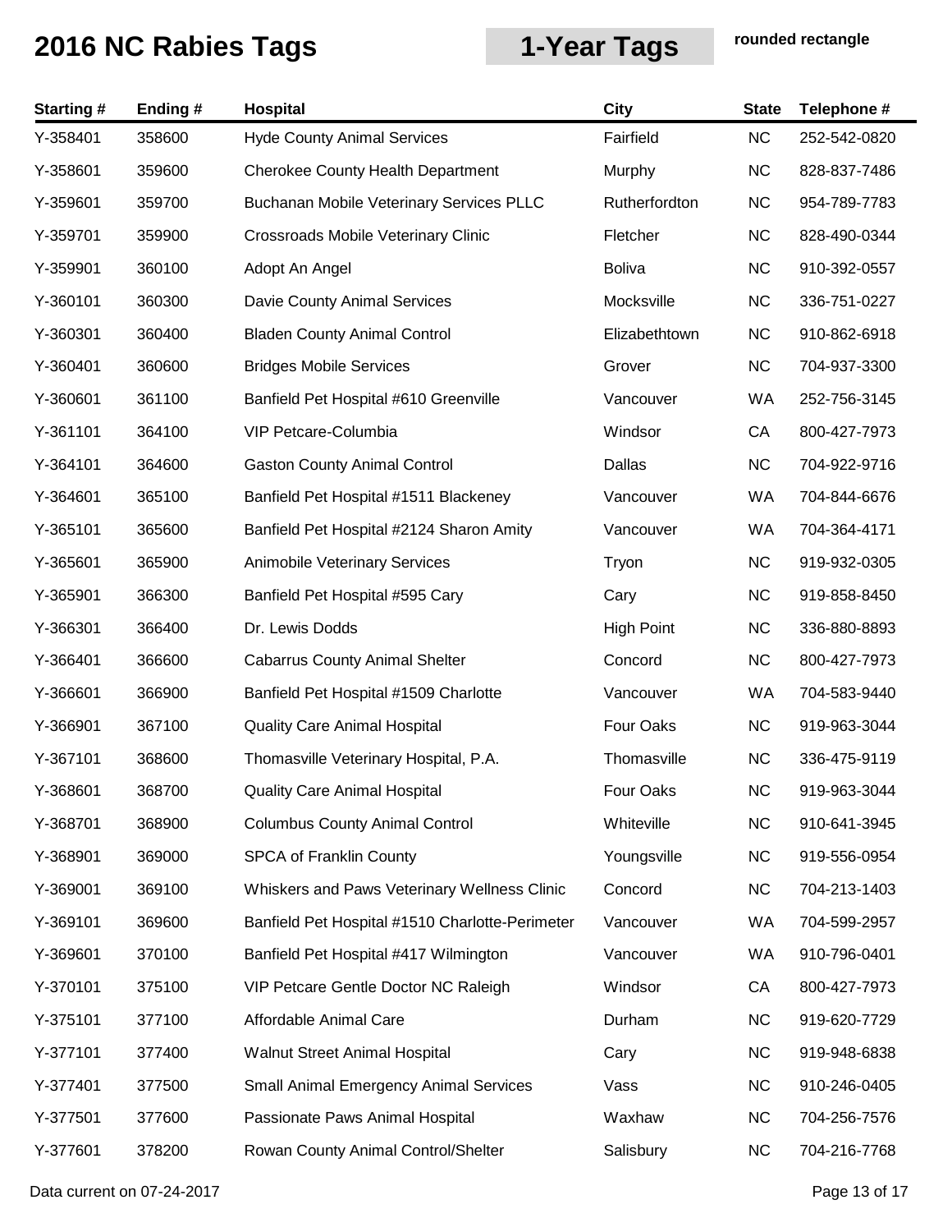# 2016 NC Rabies Tags

## 1-Year Tags

**rounded rectangle**

| Starting # | Ending # | Hospital | City | State | Telephone # |
| --- | --- | --- | --- | --- | --- |
| Y-358401 | 358600 | Hyde County Animal Services | Fairfield | NC | 252-542-0820 |
| Y-358601 | 359600 | Cherokee County Health Department | Murphy | NC | 828-837-7486 |
| Y-359601 | 359700 | Buchanan Mobile Veterinary Services PLLC | Rutherfordton | NC | 954-789-7783 |
| Y-359701 | 359900 | Crossroads Mobile Veterinary Clinic | Fletcher | NC | 828-490-0344 |
| Y-359901 | 360100 | Adopt An Angel | Boliva | NC | 910-392-0557 |
| Y-360101 | 360300 | Davie County Animal Services | Mocksville | NC | 336-751-0227 |
| Y-360301 | 360400 | Bladen County Animal Control | Elizabethtown | NC | 910-862-6918 |
| Y-360401 | 360600 | Bridges Mobile Services | Grover | NC | 704-937-3300 |
| Y-360601 | 361100 | Banfield Pet Hospital #610 Greenville | Vancouver | WA | 252-756-3145 |
| Y-361101 | 364100 | VIP Petcare-Columbia | Windsor | CA | 800-427-7973 |
| Y-364101 | 364600 | Gaston County Animal Control | Dallas | NC | 704-922-9716 |
| Y-364601 | 365100 | Banfield Pet Hospital #1511 Blackeney | Vancouver | WA | 704-844-6676 |
| Y-365101 | 365600 | Banfield Pet Hospital #2124 Sharon Amity | Vancouver | WA | 704-364-4171 |
| Y-365601 | 365900 | Animobile Veterinary Services | Tryon | NC | 919-932-0305 |
| Y-365901 | 366300 | Banfield Pet Hospital #595 Cary | Cary | NC | 919-858-8450 |
| Y-366301 | 366400 | Dr. Lewis Dodds | High Point | NC | 336-880-8893 |
| Y-366401 | 366600 | Cabarrus County Animal Shelter | Concord | NC | 800-427-7973 |
| Y-366601 | 366900 | Banfield Pet Hospital #1509 Charlotte | Vancouver | WA | 704-583-9440 |
| Y-366901 | 367100 | Quality Care Animal Hospital | Four Oaks | NC | 919-963-3044 |
| Y-367101 | 368600 | Thomasville Veterinary Hospital, P.A. | Thomasville | NC | 336-475-9119 |
| Y-368601 | 368700 | Quality Care Animal Hospital | Four Oaks | NC | 919-963-3044 |
| Y-368701 | 368900 | Columbus County Animal Control | Whiteville | NC | 910-641-3945 |
| Y-368901 | 369000 | SPCA of Franklin County | Youngsville | NC | 919-556-0954 |
| Y-369001 | 369100 | Whiskers and Paws Veterinary Wellness Clinic | Concord | NC | 704-213-1403 |
| Y-369101 | 369600 | Banfield Pet Hospital #1510 Charlotte-Perimeter | Vancouver | WA | 704-599-2957 |
| Y-369601 | 370100 | Banfield Pet Hospital #417 Wilmington | Vancouver | WA | 910-796-0401 |
| Y-370101 | 375100 | VIP Petcare Gentle Doctor NC Raleigh | Windsor | CA | 800-427-7973 |
| Y-375101 | 377100 | Affordable Animal Care | Durham | NC | 919-620-7729 |
| Y-377101 | 377400 | Walnut Street Animal Hospital | Cary | NC | 919-948-6838 |
| Y-377401 | 377500 | Small Animal Emergency Animal Services | Vass | NC | 910-246-0405 |
| Y-377501 | 377600 | Passionate Paws Animal Hospital | Waxhaw | NC | 704-256-7576 |
| Y-377601 | 378200 | Rowan County Animal Control/Shelter | Salisbury | NC | 704-216-7768 |

Data current on 07-24-2017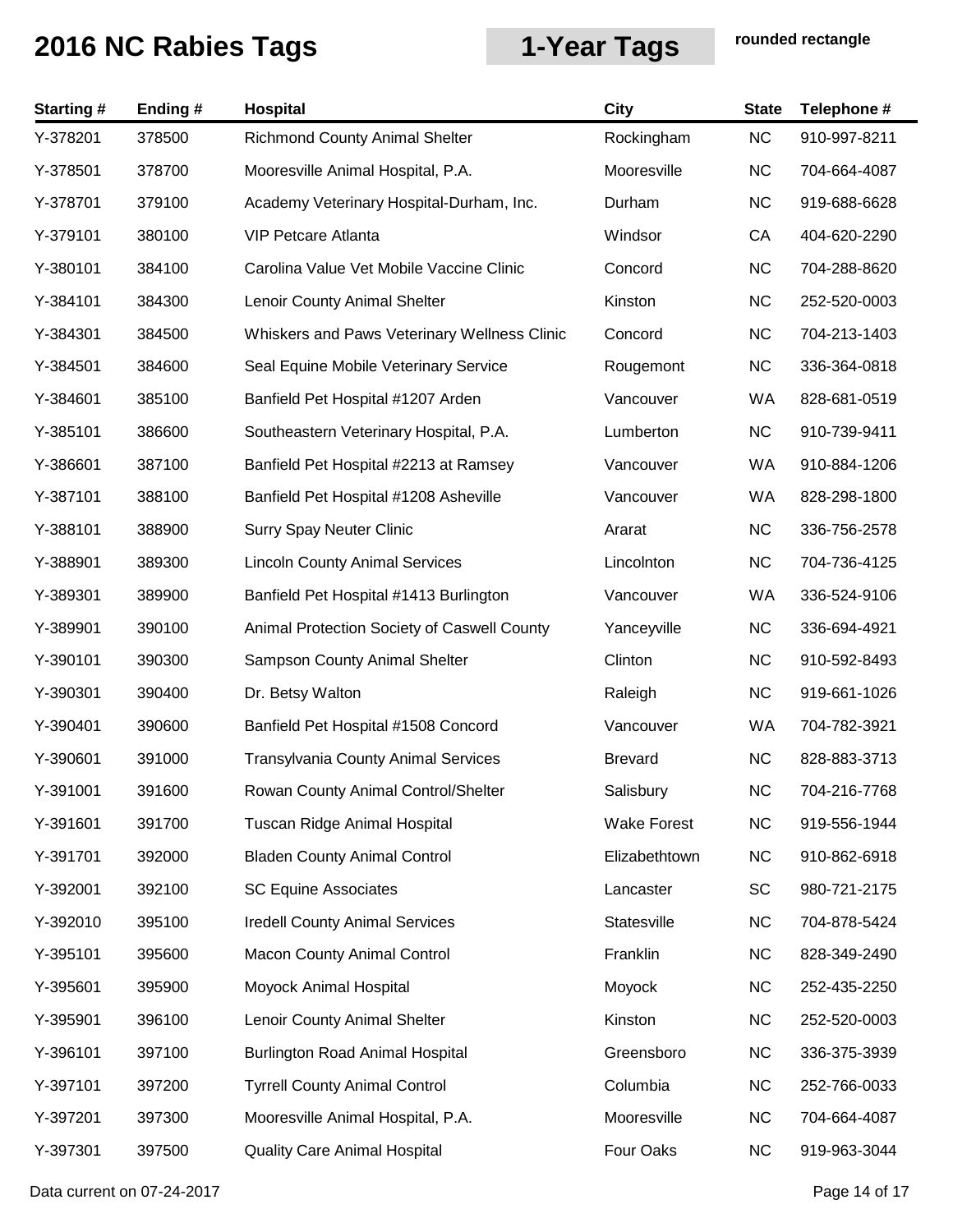# 2016 NC Rabies Tags

## 1-Year Tags

**rounded rectangle**

| Starting # | Ending # | Hospital | City | State | Telephone # |
| --- | --- | --- | --- | --- | --- |
| Y-378201 | 378500 | Richmond County Animal Shelter | Rockingham | NC | 910-997-8211 |
| Y-378501 | 378700 | Mooresville Animal Hospital, P.A. | Mooresville | NC | 704-664-4087 |
| Y-378701 | 379100 | Academy Veterinary Hospital-Durham, Inc. | Durham | NC | 919-688-6628 |
| Y-379101 | 380100 | VIP Petcare Atlanta | Windsor | CA | 404-620-2290 |
| Y-380101 | 384100 | Carolina Value Vet Mobile Vaccine Clinic | Concord | NC | 704-288-8620 |
| Y-384101 | 384300 | Lenoir County Animal Shelter | Kinston | NC | 252-520-0003 |
| Y-384301 | 384500 | Whiskers and Paws Veterinary Wellness Clinic | Concord | NC | 704-213-1403 |
| Y-384501 | 384600 | Seal Equine Mobile Veterinary Service | Rougemont | NC | 336-364-0818 |
| Y-384601 | 385100 | Banfield Pet Hospital #1207 Arden | Vancouver | WA | 828-681-0519 |
| Y-385101 | 386600 | Southeastern Veterinary Hospital, P.A. | Lumberton | NC | 910-739-9411 |
| Y-386601 | 387100 | Banfield Pet Hospital #2213 at Ramsey | Vancouver | WA | 910-884-1206 |
| Y-387101 | 388100 | Banfield Pet Hospital #1208 Asheville | Vancouver | WA | 828-298-1800 |
| Y-388101 | 388900 | Surry Spay Neuter Clinic | Ararat | NC | 336-756-2578 |
| Y-388901 | 389300 | Lincoln County Animal Services | Lincolnton | NC | 704-736-4125 |
| Y-389301 | 389900 | Banfield Pet Hospital #1413 Burlington | Vancouver | WA | 336-524-9106 |
| Y-389901 | 390100 | Animal Protection Society of Caswell County | Yanceyville | NC | 336-694-4921 |
| Y-390101 | 390300 | Sampson County Animal Shelter | Clinton | NC | 910-592-8493 |
| Y-390301 | 390400 | Dr. Betsy Walton | Raleigh | NC | 919-661-1026 |
| Y-390401 | 390600 | Banfield Pet Hospital #1508 Concord | Vancouver | WA | 704-782-3921 |
| Y-390601 | 391000 | Transylvania County Animal Services | Brevard | NC | 828-883-3713 |
| Y-391001 | 391600 | Rowan County Animal Control/Shelter | Salisbury | NC | 704-216-7768 |
| Y-391601 | 391700 | Tuscan Ridge Animal Hospital | Wake Forest | NC | 919-556-1944 |
| Y-391701 | 392000 | Bladen County Animal Control | Elizabethtown | NC | 910-862-6918 |
| Y-392001 | 392100 | SC Equine Associates | Lancaster | SC | 980-721-2175 |
| Y-392010 | 395100 | Iredell County Animal Services | Statesville | NC | 704-878-5424 |
| Y-395101 | 395600 | Macon County Animal Control | Franklin | NC | 828-349-2490 |
| Y-395601 | 395900 | Moyock Animal Hospital | Moyock | NC | 252-435-2250 |
| Y-395901 | 396100 | Lenoir County Animal Shelter | Kinston | NC | 252-520-0003 |
| Y-396101 | 397100 | Burlington Road Animal Hospital | Greensboro | NC | 336-375-3939 |
| Y-397101 | 397200 | Tyrrell County Animal Control | Columbia | NC | 252-766-0033 |
| Y-397201 | 397300 | Mooresville Animal Hospital, P.A. | Mooresville | NC | 704-664-4087 |
| Y-397301 | 397500 | Quality Care Animal Hospital | Four Oaks | NC | 919-963-3044 |

Data current on 07-24-2017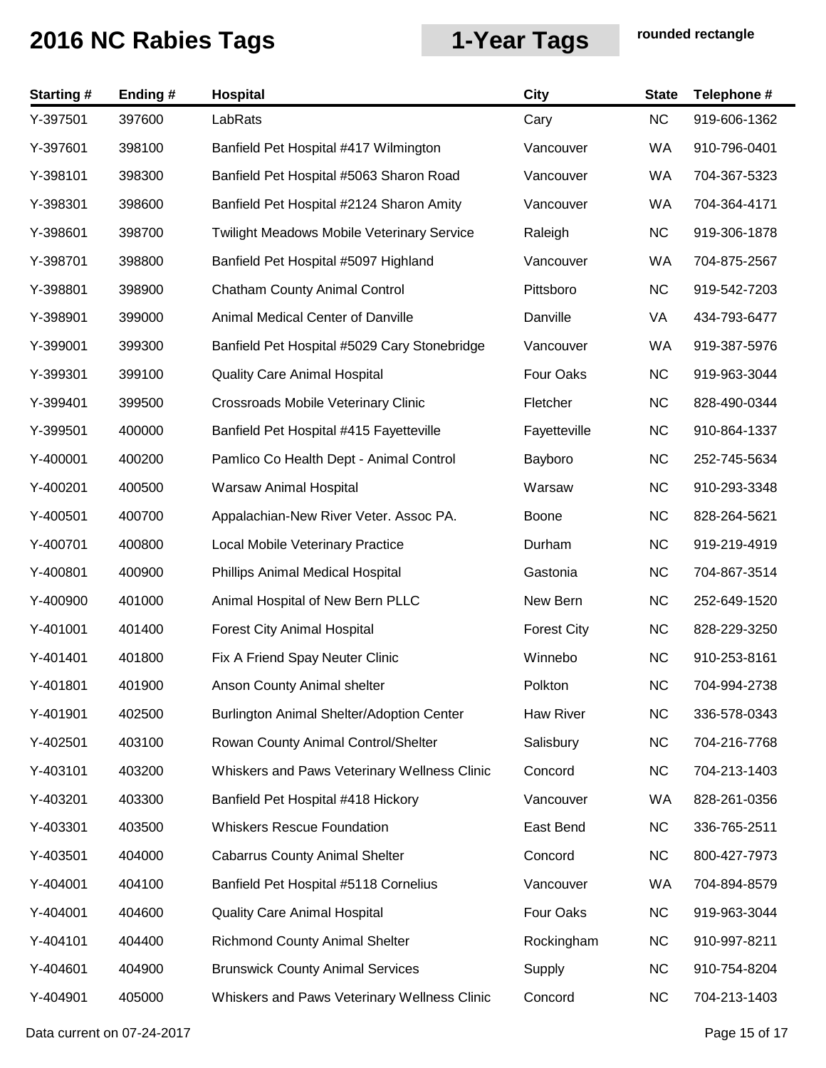# 2016 NC Rabies Tags

**1-Year Tags**

**rounded rectangle**

| Starting # | Ending # | Hospital | City | State | Telephone # |
|---|---|---|---|---|---|
| Y-397501 | 397600 | LabRats | Cary | NC | 919-606-1362 |
| Y-397601 | 398100 | Banfield Pet Hospital #417 Wilmington | Vancouver | WA | 910-796-0401 |
| Y-398101 | 398300 | Banfield Pet Hospital #5063 Sharon Road | Vancouver | WA | 704-367-5323 |
| Y-398301 | 398600 | Banfield Pet Hospital #2124 Sharon Amity | Vancouver | WA | 704-364-4171 |
| Y-398601 | 398700 | Twilight Meadows Mobile Veterinary Service | Raleigh | NC | 919-306-1878 |
| Y-398701 | 398800 | Banfield Pet Hospital #5097 Highland | Vancouver | WA | 704-875-2567 |
| Y-398801 | 398900 | Chatham County Animal Control | Pittsboro | NC | 919-542-7203 |
| Y-398901 | 399000 | Animal Medical Center of Danville | Danville | VA | 434-793-6477 |
| Y-399001 | 399300 | Banfield Pet Hospital #5029 Cary Stonebridge | Vancouver | WA | 919-387-5976 |
| Y-399301 | 399100 | Quality Care Animal Hospital | Four Oaks | NC | 919-963-3044 |
| Y-399401 | 399500 | Crossroads Mobile Veterinary Clinic | Fletcher | NC | 828-490-0344 |
| Y-399501 | 400000 | Banfield Pet Hospital #415 Fayetteville | Fayetteville | NC | 910-864-1337 |
| Y-400001 | 400200 | Pamlico Co Health Dept - Animal Control | Bayboro | NC | 252-745-5634 |
| Y-400201 | 400500 | Warsaw Animal Hospital | Warsaw | NC | 910-293-3348 |
| Y-400501 | 400700 | Appalachian-New River Veter. Assoc PA. | Boone | NC | 828-264-5621 |
| Y-400701 | 400800 | Local Mobile Veterinary Practice | Durham | NC | 919-219-4919 |
| Y-400801 | 400900 | Phillips Animal Medical Hospital | Gastonia | NC | 704-867-3514 |
| Y-400900 | 401000 | Animal Hospital of New Bern PLLC | New Bern | NC | 252-649-1520 |
| Y-401001 | 401400 | Forest City Animal Hospital | Forest City | NC | 828-229-3250 |
| Y-401401 | 401800 | Fix A Friend Spay Neuter Clinic | Winnebo | NC | 910-253-8161 |
| Y-401801 | 401900 | Anson County Animal shelter | Polkton | NC | 704-994-2738 |
| Y-401901 | 402500 | Burlington Animal Shelter/Adoption Center | Haw River | NC | 336-578-0343 |
| Y-402501 | 403100 | Rowan County Animal Control/Shelter | Salisbury | NC | 704-216-7768 |
| Y-403101 | 403200 | Whiskers and Paws Veterinary Wellness Clinic | Concord | NC | 704-213-1403 |
| Y-403201 | 403300 | Banfield Pet Hospital #418 Hickory | Vancouver | WA | 828-261-0356 |
| Y-403301 | 403500 | Whiskers Rescue Foundation | East Bend | NC | 336-765-2511 |
| Y-403501 | 404000 | Cabarrus County Animal Shelter | Concord | NC | 800-427-7973 |
| Y-404001 | 404100 | Banfield Pet Hospital #5118 Cornelius | Vancouver | WA | 704-894-8579 |
| Y-404001 | 404600 | Quality Care Animal Hospital | Four Oaks | NC | 919-963-3044 |
| Y-404101 | 404400 | Richmond County Animal Shelter | Rockingham | NC | 910-997-8211 |
| Y-404601 | 404900 | Brunswick County Animal Services | Supply | NC | 910-754-8204 |
| Y-404901 | 405000 | Whiskers and Paws Veterinary Wellness Clinic | Concord | NC | 704-213-1403 |

Data current on 07-24-2017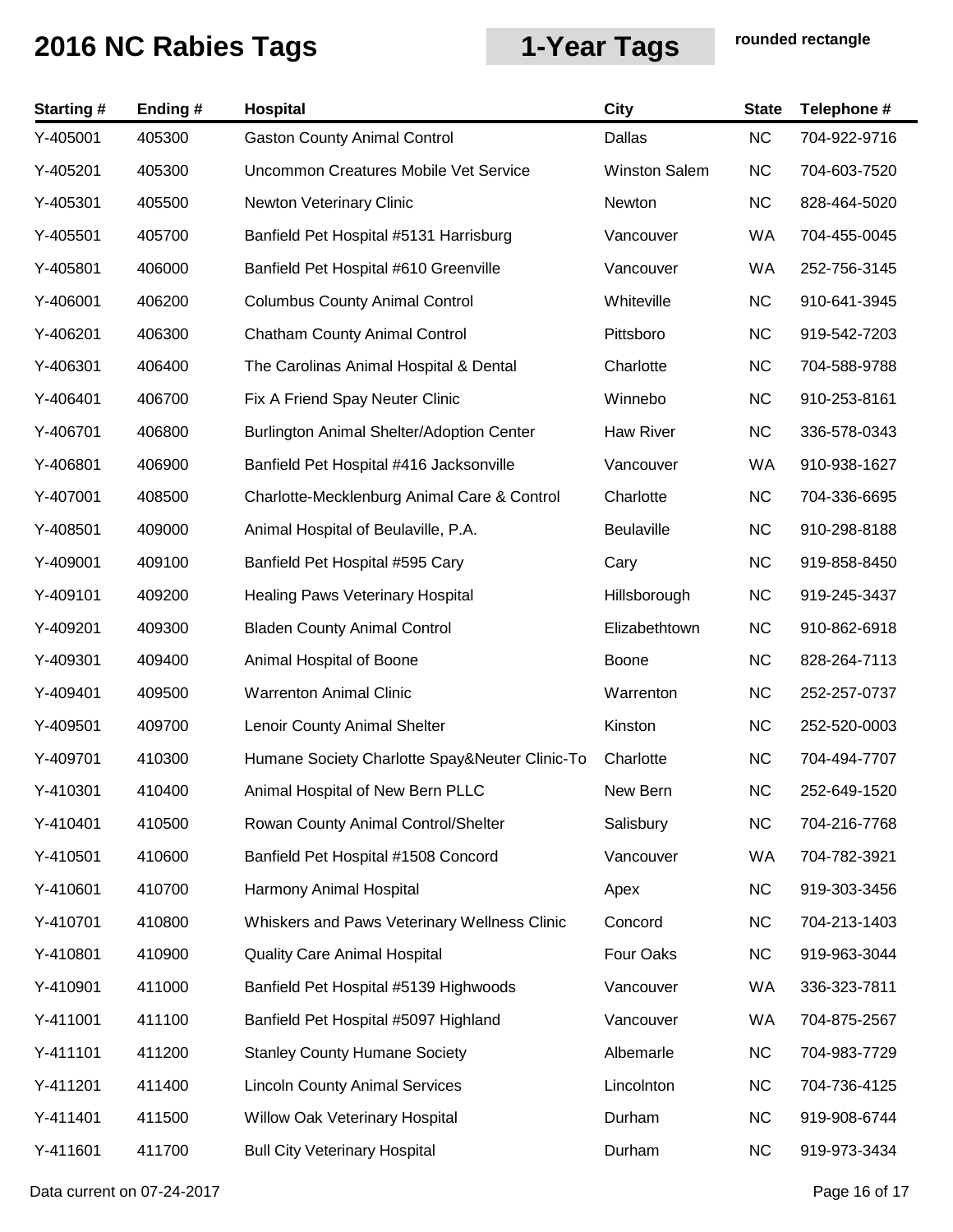# 2016 NC Rabies Tags

## 1-Year Tags

**rounded rectangle**

| Starting # | Ending # | Hospital | City | State | Telephone # |
|---|---|---|---|---|---|
| Y-405001 | 405300 | Gaston County Animal Control | Dallas | NC | 704-922-9716 |
| Y-405201 | 405300 | Uncommon Creatures Mobile Vet Service | Winston Salem | NC | 704-603-7520 |
| Y-405301 | 405500 | Newton Veterinary Clinic | Newton | NC | 828-464-5020 |
| Y-405501 | 405700 | Banfield Pet Hospital #5131 Harrisburg | Vancouver | WA | 704-455-0045 |
| Y-405801 | 406000 | Banfield Pet Hospital #610 Greenville | Vancouver | WA | 252-756-3145 |
| Y-406001 | 406200 | Columbus County Animal Control | Whiteville | NC | 910-641-3945 |
| Y-406201 | 406300 | Chatham County Animal Control | Pittsboro | NC | 919-542-7203 |
| Y-406301 | 406400 | The Carolinas Animal Hospital & Dental | Charlotte | NC | 704-588-9788 |
| Y-406401 | 406700 | Fix A Friend Spay Neuter Clinic | Winnebo | NC | 910-253-8161 |
| Y-406701 | 406800 | Burlington Animal Shelter/Adoption Center | Haw River | NC | 336-578-0343 |
| Y-406801 | 406900 | Banfield Pet Hospital #416 Jacksonville | Vancouver | WA | 910-938-1627 |
| Y-407001 | 408500 | Charlotte-Mecklenburg Animal Care & Control | Charlotte | NC | 704-336-6695 |
| Y-408501 | 409000 | Animal Hospital of Beulaville, P.A. | Beulaville | NC | 910-298-8188 |
| Y-409001 | 409100 | Banfield Pet Hospital #595 Cary | Cary | NC | 919-858-8450 |
| Y-409101 | 409200 | Healing Paws Veterinary Hospital | Hillsborough | NC | 919-245-3437 |
| Y-409201 | 409300 | Bladen County Animal Control | Elizabethtown | NC | 910-862-6918 |
| Y-409301 | 409400 | Animal Hospital of Boone | Boone | NC | 828-264-7113 |
| Y-409401 | 409500 | Warrenton Animal Clinic | Warrenton | NC | 252-257-0737 |
| Y-409501 | 409700 | Lenoir County Animal Shelter | Kinston | NC | 252-520-0003 |
| Y-409701 | 410300 | Humane Society Charlotte Spay&Neuter Clinic-To | Charlotte | NC | 704-494-7707 |
| Y-410301 | 410400 | Animal Hospital of New Bern PLLC | New Bern | NC | 252-649-1520 |
| Y-410401 | 410500 | Rowan County Animal Control/Shelter | Salisbury | NC | 704-216-7768 |
| Y-410501 | 410600 | Banfield Pet Hospital #1508 Concord | Vancouver | WA | 704-782-3921 |
| Y-410601 | 410700 | Harmony Animal Hospital | Apex | NC | 919-303-3456 |
| Y-410701 | 410800 | Whiskers and Paws Veterinary Wellness Clinic | Concord | NC | 704-213-1403 |
| Y-410801 | 410900 | Quality Care Animal Hospital | Four Oaks | NC | 919-963-3044 |
| Y-410901 | 411000 | Banfield Pet Hospital #5139 Highwoods | Vancouver | WA | 336-323-7811 |
| Y-411001 | 411100 | Banfield Pet Hospital #5097 Highland | Vancouver | WA | 704-875-2567 |
| Y-411101 | 411200 | Stanley County Humane Society | Albemarle | NC | 704-983-7729 |
| Y-411201 | 411400 | Lincoln County Animal Services | Lincolnton | NC | 704-736-4125 |
| Y-411401 | 411500 | Willow Oak Veterinary Hospital | Durham | NC | 919-908-6744 |
| Y-411601 | 411700 | Bull City Veterinary Hospital | Durham | NC | 919-973-3434 |

Data current on 07-24-2017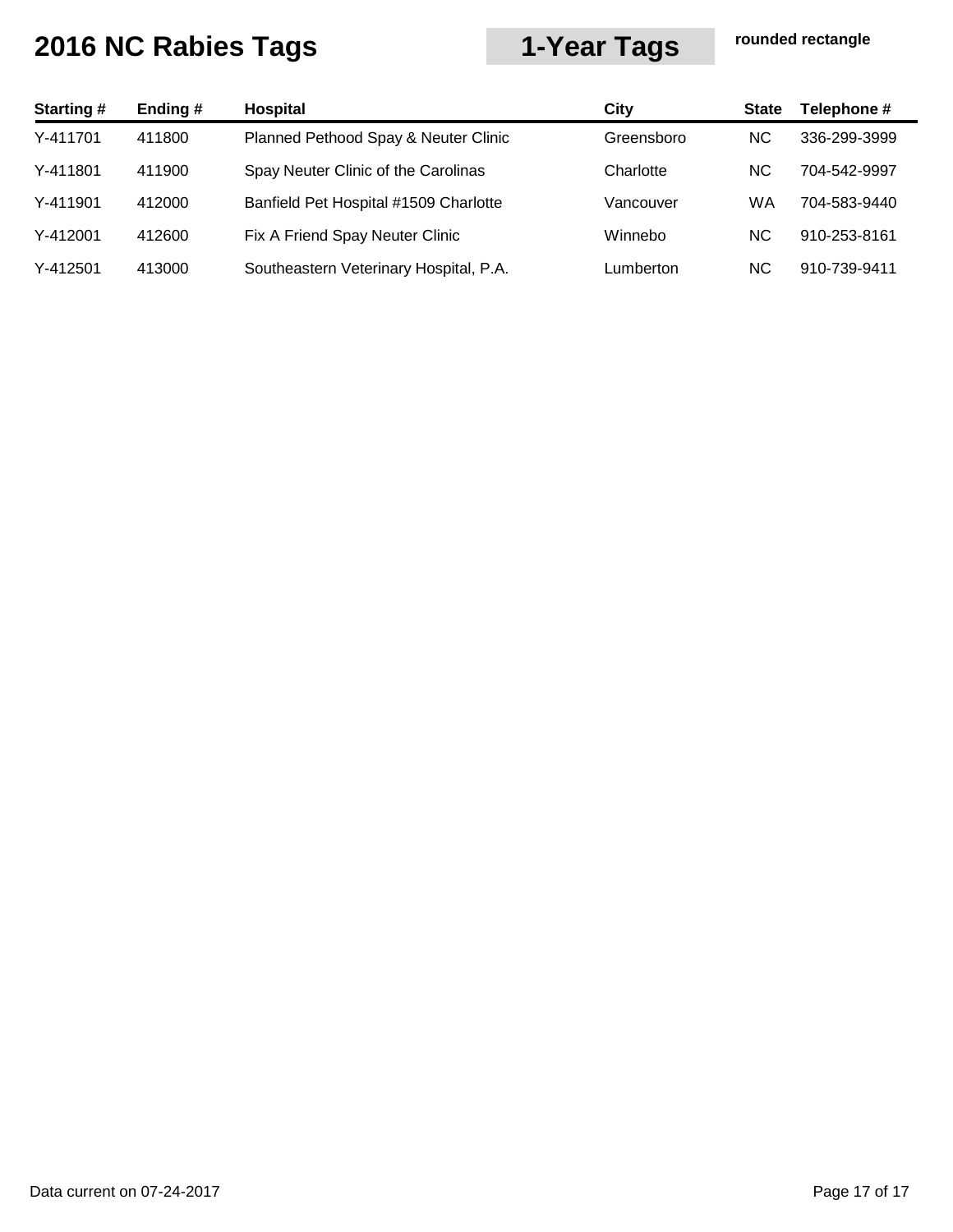# 2016 NC Rabies Tags

## 1-Year Tags

**rounded rectangle**

| Starting # | Ending # | Hospital | City | State | Telephone # |
|---|---|---|---|---|---|
| Y-411701 | 411800 | Planned Pethood Spay & Neuter Clinic | Greensboro | NC | 336-299-3999 |
| Y-411801 | 411900 | Spay Neuter Clinic of the Carolinas | Charlotte | NC | 704-542-9997 |
| Y-411901 | 412000 | Banfield Pet Hospital #1509 Charlotte | Vancouver | WA | 704-583-9440 |
| Y-412001 | 412600 | Fix A Friend Spay Neuter Clinic | Winnebo | NC | 910-253-8161 |
| Y-412501 | 413000 | Southeastern Veterinary Hospital, P.A. | Lumberton | NC | 910-739-9411 |

Data current on 07-24-2017